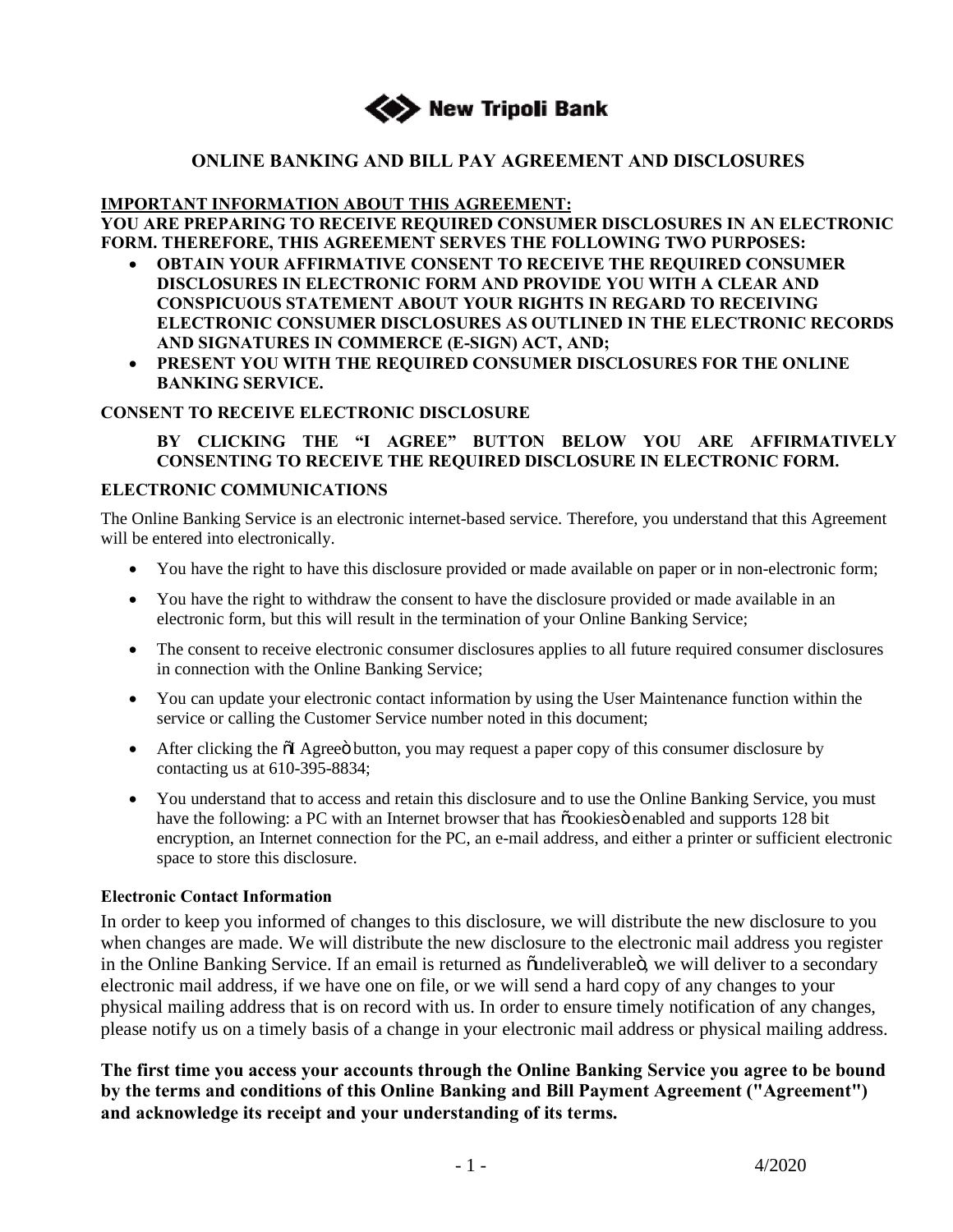# New Tripoli Bank

## ONLINE BANKING AND BILL PAY AGREEMENT AND DISCLOSURES

**IMPORTANT INFORMATION ABOUT THIS AGREEMENT:**

**YOU ARE PREPARING TO RECEIVE REQUIRED CONSUMER DISCLOSURES IN AN ELECTRONIC FORM. THEREFORE, THIS AGREEMENT SERVES THE FOLLOWING TWO PURPOSES:**

- **OBTAIN YOUR AFFIRMATIVE CONSENT TO RECEIVE THE REQUIRED CONSUMER DISCLOSURES IN ELECTRONIC FORM AND PROVIDE YOU WITH A CLEAR AND CONSPICUOUS STATEMENT ABOUT YOUR RIGHTS IN REGARD TO RECEIVING ELECTRONIC CONSUMER DISCLOSURES AS OUTLINED IN THE ELECTRONIC RECORDS AND SIGNATURES IN COMMERCE (E-SIGN) ACT, AND;**
- **PRESENT YOU WITH THE REQUIRED CONSUMER DISCLOSURES FOR THE ONLINE BANKING SERVICE.**

### CONSENT TO RECEIVE ELECTRONIC DISCLOSURE

**BY CLICKING THE "I AGREE" BUTTON BELOW YOU ARE AFFIRMATIVELY CONSENTING TO RECEIVE THE REQUIRED DISCLOSURE IN ELECTRONIC FORM.**

### ELECTRONIC COMMUNICATIONS

The Online Banking Service is an electronic internet-based service. Therefore, you understand that this Agreement will be entered into electronically.

- You have the right to have this disclosure provided or made available on paper or in non-electronic form;
- You have the right to withdraw the consent to have the disclosure provided or made available in an electronic form, but this will result in the termination of your Online Banking Service;
- The consent to receive electronic consumer disclosures applies to all future required consumer disclosures in connection with the Online Banking Service;
- You can update your electronic contact information by using the User Maintenance function within the service or calling the Customer Service number noted in this document;
- After clicking the "I Agree" button, you may request a paper copy of this consumer disclosure by contacting us at 610-395-8834;
- You understand that to access and retain this disclosure and to use the Online Banking Service, you must have the following: a PC with an Internet browser that has "cookies" enabled and supports 128 bit encryption, an Internet connection for the PC, an e-mail address, and either a printer or sufficient electronic space to store this disclosure.

### Electronic Contact Information

In order to keep you informed of changes to this disclosure, we will distribute the new disclosure to you when changes are made. We will distribute the new disclosure to the electronic mail address you register in the Online Banking Service. If an email is returned as "undeliverable", we will deliver to a secondary electronic mail address, if we have one on file, or we will send a hard copy of any changes to your physical mailing address that is on record with us. In order to ensure timely notification of any changes, please notify us on a timely basis of a change in your electronic mail address or physical mailing address.

**The first time you access your accounts through the Online Banking Service you agree to be bound by the terms and conditions of this Online Banking and Bill Payment Agreement ("Agreement") and acknowledge its receipt and your understanding of its terms.**

4/2020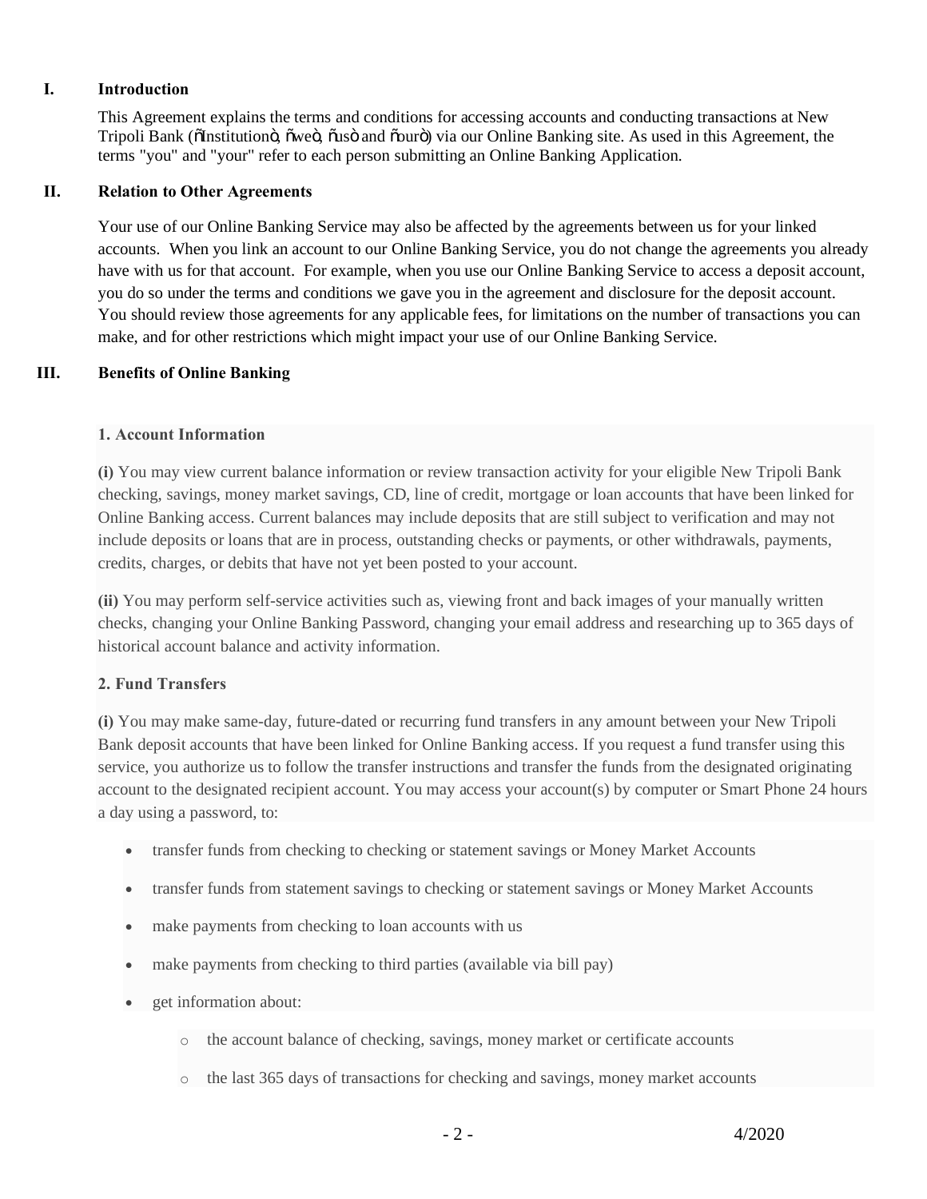## I. Introduction

This Agreement explains the terms and conditions for accessing accounts and conducting transactions at New Tripoli Bank (õInstitutionò, õweò, õusò and õourò) via our Online Banking site. As used in this Agreement, the terms "you" and "your" refer to each person submitting an Online Banking Application.

## II. Relation to Other Agreements

Your use of our Online Banking Service may also be affected by the agreements between us for your linked accounts. When you link an account to our Online Banking Service, you do not change the agreements you already have with us for that account. For example, when you use our Online Banking Service to access a deposit account, you do so under the terms and conditions we gave you in the agreement and disclosure for the deposit account. You should review those agreements for any applicable fees, for limitations on the number of transactions you can make, and for other restrictions which might impact your use of our Online Banking Service.

## III. Benefits of Online Banking

### 1. Account Information

**(i)** You may view current balance information or review transaction activity for your eligible New Tripoli Bank checking, savings, money market savings, CD, line of credit, mortgage or loan accounts that have been linked for Online Banking access. Current balances may include deposits that are still subject to verification and may not include deposits or loans that are in process, outstanding checks or payments, or other withdrawals, payments, credits, charges, or debits that have not yet been posted to your account.

**(ii)** You may perform self-service activities such as, viewing front and back images of your manually written checks, changing your Online Banking Password, changing your email address and researching up to 365 days of historical account balance and activity information.

### 2. Fund Transfers

**(i)** You may make same-day, future-dated or recurring fund transfers in any amount between your New Tripoli Bank deposit accounts that have been linked for Online Banking access. If you request a fund transfer using this service, you authorize us to follow the transfer instructions and transfer the funds from the designated originating account to the designated recipient account. You may access your account(s) by computer or Smart Phone 24 hours a day using a password, to:

- transfer funds from checking to checking or statement savings or Money Market Accounts
- transfer funds from statement savings to checking or statement savings or Money Market Accounts
- make payments from checking to loan accounts with us
- make payments from checking to third parties (available via bill pay)
- get information about:
  - the account balance of checking, savings, money market or certificate accounts
  - the last 365 days of transactions for checking and savings, money market accounts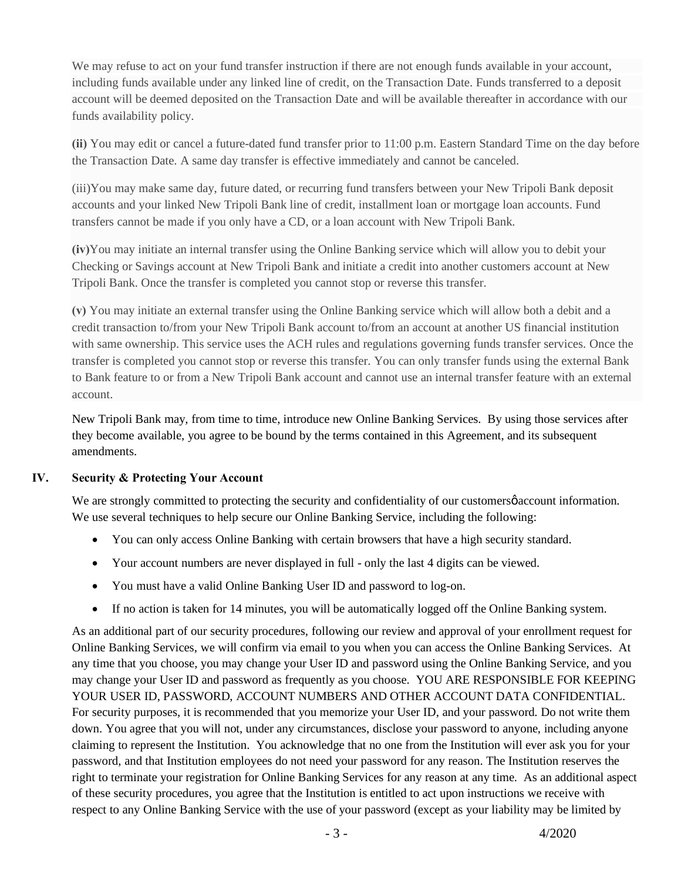We may refuse to act on your fund transfer instruction if there are not enough funds available in your account, including funds available under any linked line of credit, on the Transaction Date. Funds transferred to a deposit account will be deemed deposited on the Transaction Date and will be available thereafter in accordance with our funds availability policy.

**(ii)** You may edit or cancel a future-dated fund transfer prior to 11:00 p.m. Eastern Standard Time on the day before the Transaction Date. A same day transfer is effective immediately and cannot be canceled.

(iii)You may make same day, future dated, or recurring fund transfers between your New Tripoli Bank deposit accounts and your linked New Tripoli Bank line of credit, installment loan or mortgage loan accounts. Fund transfers cannot be made if you only have a CD, or a loan account with New Tripoli Bank.

**(iv)**You may initiate an internal transfer using the Online Banking service which will allow you to debit your Checking or Savings account at New Tripoli Bank and initiate a credit into another customers account at New Tripoli Bank. Once the transfer is completed you cannot stop or reverse this transfer.

**(v)** You may initiate an external transfer using the Online Banking service which will allow both a debit and a credit transaction to/from your New Tripoli Bank account to/from an account at another US financial institution with same ownership. This service uses the ACH rules and regulations governing funds transfer services. Once the transfer is completed you cannot stop or reverse this transfer. You can only transfer funds using the external Bank to Bank feature to or from a New Tripoli Bank account and cannot use an internal transfer feature with an external account.

New Tripoli Bank may, from time to time, introduce new Online Banking Services. By using those services after they become available, you agree to be bound by the terms contained in this Agreement, and its subsequent amendments.

## IV. Security & Protecting Your Account

We are strongly committed to protecting the security and confidentiality of our customersǿaccount information. We use several techniques to help secure our Online Banking Service, including the following:

- You can only access Online Banking with certain browsers that have a high security standard.
- Your account numbers are never displayed in full - only the last 4 digits can be viewed.
- You must have a valid Online Banking User ID and password to log-on.
- If no action is taken for 14 minutes, you will be automatically logged off the Online Banking system.

As an additional part of our security procedures, following our review and approval of your enrollment request for Online Banking Services, we will confirm via email to you when you can access the Online Banking Services. At any time that you choose, you may change your User ID and password using the Online Banking Service, and you may change your User ID and password as frequently as you choose. YOU ARE RESPONSIBLE FOR KEEPING YOUR USER ID, PASSWORD, ACCOUNT NUMBERS AND OTHER ACCOUNT DATA CONFIDENTIAL. For security purposes, it is recommended that you memorize your User ID, and your password. Do not write them down. You agree that you will not, under any circumstances, disclose your password to anyone, including anyone claiming to represent the Institution. You acknowledge that no one from the Institution will ever ask you for your password, and that Institution employees do not need your password for any reason. The Institution reserves the right to terminate your registration for Online Banking Services for any reason at any time. As an additional aspect of these security procedures, you agree that the Institution is entitled to act upon instructions we receive with respect to any Online Banking Service with the use of your password (except as your liability may be limited by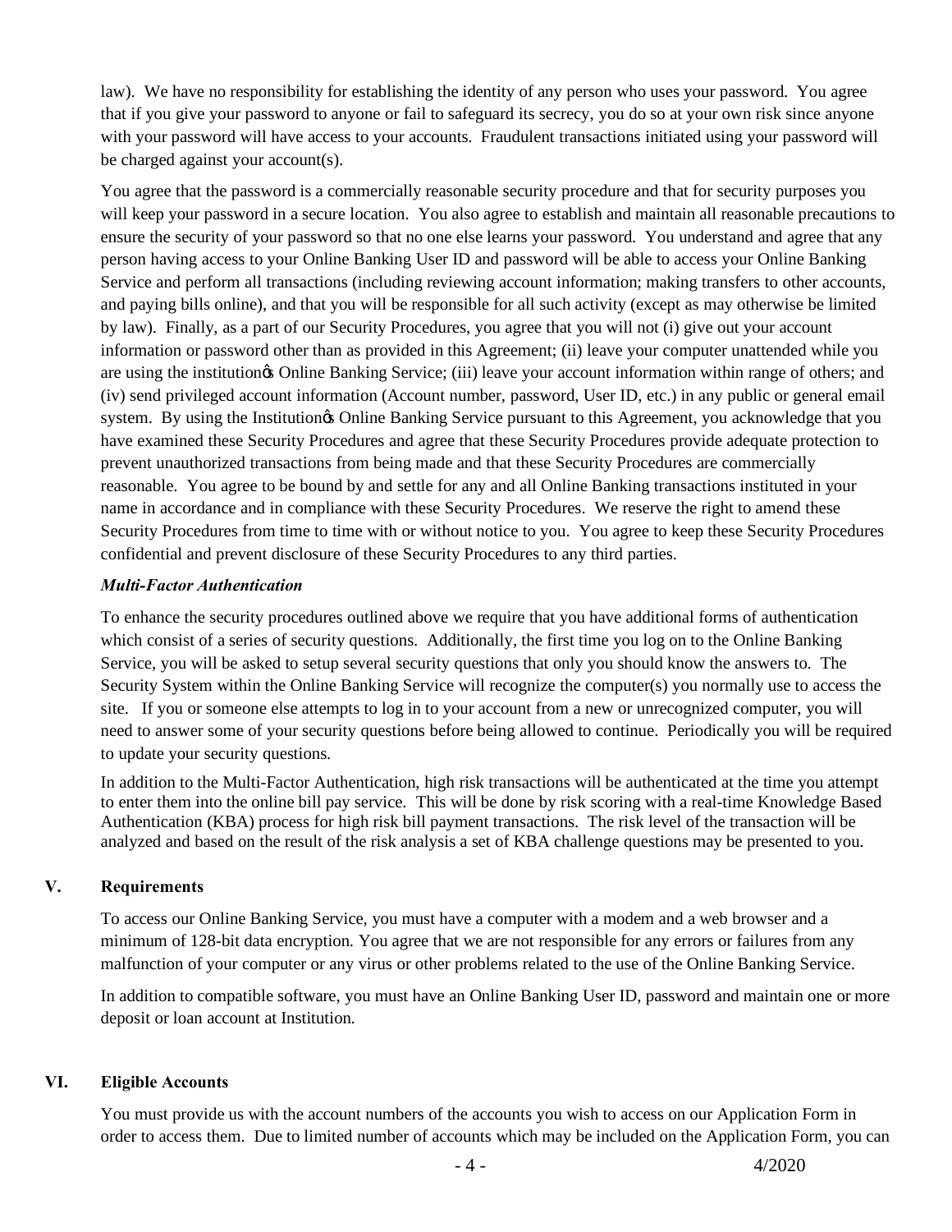law). We have no responsibility for establishing the identity of any person who uses your password. You agree that if you give your password to anyone or fail to safeguard its secrecy, you do so at your own risk since anyone with your password will have access to your accounts. Fraudulent transactions initiated using your password will be charged against your account(s).

You agree that the password is a commercially reasonable security procedure and that for security purposes you will keep your password in a secure location. You also agree to establish and maintain all reasonable precautions to ensure the security of your password so that no one else learns your password. You understand and agree that any person having access to your Online Banking User ID and password will be able to access your Online Banking Service and perform all transactions (including reviewing account information; making transfers to other accounts, and paying bills online), and that you will be responsible for all such activity (except as may otherwise be limited by law). Finally, as a part of our Security Procedures, you agree that you will not (i) give out your account information or password other than as provided in this Agreement; (ii) leave your computer unattended while you are using the institution's Online Banking Service; (iii) leave your account information within range of others; and (iv) send privileged account information (Account number, password, User ID, etc.) in any public or general email system. By using the Institution's Online Banking Service pursuant to this Agreement, you acknowledge that you have examined these Security Procedures and agree that these Security Procedures provide adequate protection to prevent unauthorized transactions from being made and that these Security Procedures are commercially reasonable. You agree to be bound by and settle for any and all Online Banking transactions instituted in your name in accordance and in compliance with these Security Procedures. We reserve the right to amend these Security Procedures from time to time with or without notice to you. You agree to keep these Security Procedures confidential and prevent disclosure of these Security Procedures to any third parties.

***Multi-Factor Authentication***

To enhance the security procedures outlined above we require that you have additional forms of authentication which consist of a series of security questions. Additionally, the first time you log on to the Online Banking Service, you will be asked to setup several security questions that only you should know the answers to. The Security System within the Online Banking Service will recognize the computer(s) you normally use to access the site. If you or someone else attempts to log in to your account from a new or unrecognized computer, you will need to answer some of your security questions before being allowed to continue. Periodically you will be required to update your security questions.

In addition to the Multi-Factor Authentication, high risk transactions will be authenticated at the time you attempt to enter them into the online bill pay service. This will be done by risk scoring with a real-time Knowledge Based Authentication (KBA) process for high risk bill payment transactions. The risk level of the transaction will be analyzed and based on the result of the risk analysis a set of KBA challenge questions may be presented to you.

## V. Requirements

To access our Online Banking Service, you must have a computer with a modem and a web browser and a minimum of 128-bit data encryption. You agree that we are not responsible for any errors or failures from any malfunction of your computer or any virus or other problems related to the use of the Online Banking Service.

In addition to compatible software, you must have an Online Banking User ID, password and maintain one or more deposit or loan account at Institution.

## VI. Eligible Accounts

You must provide us with the account numbers of the accounts you wish to access on our Application Form in order to access them. Due to limited number of accounts which may be included on the Application Form, you can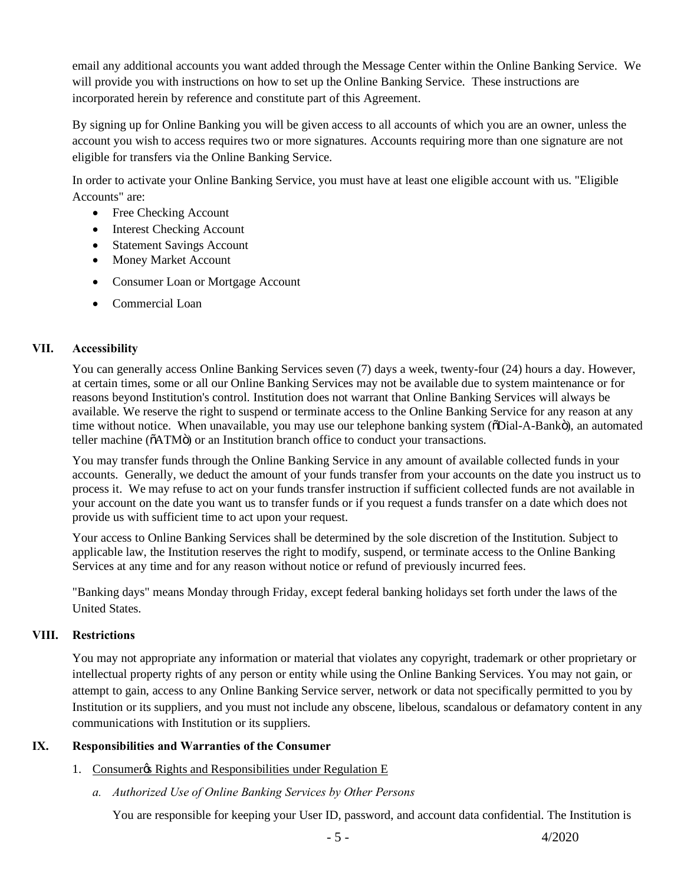email any additional accounts you want added through the Message Center within the Online Banking Service. We will provide you with instructions on how to set up the Online Banking Service. These instructions are incorporated herein by reference and constitute part of this Agreement.

By signing up for Online Banking you will be given access to all accounts of which you are an owner, unless the account you wish to access requires two or more signatures. Accounts requiring more than one signature are not eligible for transfers via the Online Banking Service.

In order to activate your Online Banking Service, you must have at least one eligible account with us. "Eligible Accounts" are:

- Free Checking Account
- Interest Checking Account
- Statement Savings Account
- Money Market Account
- Consumer Loan or Mortgage Account
- Commercial Loan

## VII. Accessibility

You can generally access Online Banking Services seven (7) days a week, twenty-four (24) hours a day. However, at certain times, some or all our Online Banking Services may not be available due to system maintenance or for reasons beyond Institution's control. Institution does not warrant that Online Banking Services will always be available. We reserve the right to suspend or terminate access to the Online Banking Service for any reason at any time without notice. When unavailable, you may use our telephone banking system (õDial-A-Bankö), an automated teller machine (õATMö) or an Institution branch office to conduct your transactions.

You may transfer funds through the Online Banking Service in any amount of available collected funds in your accounts. Generally, we deduct the amount of your funds transfer from your accounts on the date you instruct us to process it. We may refuse to act on your funds transfer instruction if sufficient collected funds are not available in your account on the date you want us to transfer funds or if you request a funds transfer on a date which does not provide us with sufficient time to act upon your request.

Your access to Online Banking Services shall be determined by the sole discretion of the Institution. Subject to applicable law, the Institution reserves the right to modify, suspend, or terminate access to the Online Banking Services at any time and for any reason without notice or refund of previously incurred fees.

"Banking days" means Monday through Friday, except federal banking holidays set forth under the laws of the United States.

## VIII. Restrictions

You may not appropriate any information or material that violates any copyright, trademark or other proprietary or intellectual property rights of any person or entity while using the Online Banking Services. You may not gain, or attempt to gain, access to any Online Banking Service server, network or data not specifically permitted to you by Institution or its suppliers, and you must not include any obscene, libelous, scandalous or defamatory content in any communications with Institution or its suppliers.

## IX. Responsibilities and Warranties of the Consumer

1. Consumerøs Rights and Responsibilities under Regulation E

   *a. Authorized Use of Online Banking Services by Other Persons*

   You are responsible for keeping your User ID, password, and account data confidential. The Institution is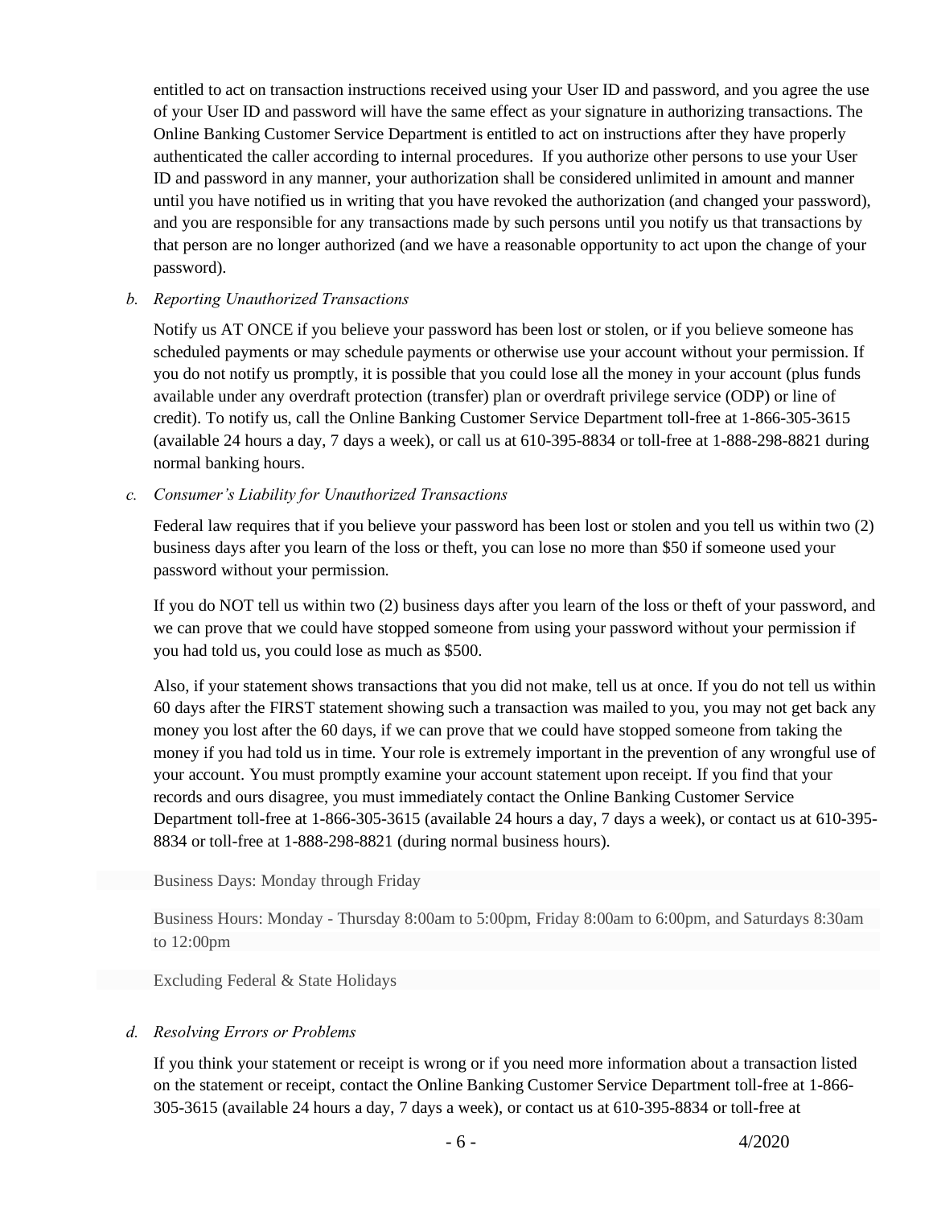entitled to act on transaction instructions received using your User ID and password, and you agree the use of your User ID and password will have the same effect as your signature in authorizing transactions. The Online Banking Customer Service Department is entitled to act on instructions after they have properly authenticated the caller according to internal procedures. If you authorize other persons to use your User ID and password in any manner, your authorization shall be considered unlimited in amount and manner until you have notified us in writing that you have revoked the authorization (and changed your password), and you are responsible for any transactions made by such persons until you notify us that transactions by that person are no longer authorized (and we have a reasonable opportunity to act upon the change of your password).

*b. Reporting Unauthorized Transactions*

Notify us AT ONCE if you believe your password has been lost or stolen, or if you believe someone has scheduled payments or may schedule payments or otherwise use your account without your permission. If you do not notify us promptly, it is possible that you could lose all the money in your account (plus funds available under any overdraft protection (transfer) plan or overdraft privilege service (ODP) or line of credit). To notify us, call the Online Banking Customer Service Department toll-free at 1-866-305-3615 (available 24 hours a day, 7 days a week), or call us at 610-395-8834 or toll-free at 1-888-298-8821 during normal banking hours.

*c. Consumer's Liability for Unauthorized Transactions*

Federal law requires that if you believe your password has been lost or stolen and you tell us within two (2) business days after you learn of the loss or theft, you can lose no more than $50 if someone used your password without your permission.

If you do NOT tell us within two (2) business days after you learn of the loss or theft of your password, and we can prove that we could have stopped someone from using your password without your permission if you had told us, you could lose as much as $500.

Also, if your statement shows transactions that you did not make, tell us at once. If you do not tell us within 60 days after the FIRST statement showing such a transaction was mailed to you, you may not get back any money you lost after the 60 days, if we can prove that we could have stopped someone from taking the money if you had told us in time. Your role is extremely important in the prevention of any wrongful use of your account. You must promptly examine your account statement upon receipt. If you find that your records and ours disagree, you must immediately contact the Online Banking Customer Service Department toll-free at 1-866-305-3615 (available 24 hours a day, 7 days a week), or contact us at 610-395-8834 or toll-free at 1-888-298-8821 (during normal business hours).

Business Days: Monday through Friday

Business Hours: Monday - Thursday 8:00am to 5:00pm, Friday 8:00am to 6:00pm, and Saturdays 8:30am to 12:00pm

Excluding Federal & State Holidays

*d. Resolving Errors or Problems*

If you think your statement or receipt is wrong or if you need more information about a transaction listed on the statement or receipt, contact the Online Banking Customer Service Department toll-free at 1-866-305-3615 (available 24 hours a day, 7 days a week), or contact us at 610-395-8834 or toll-free at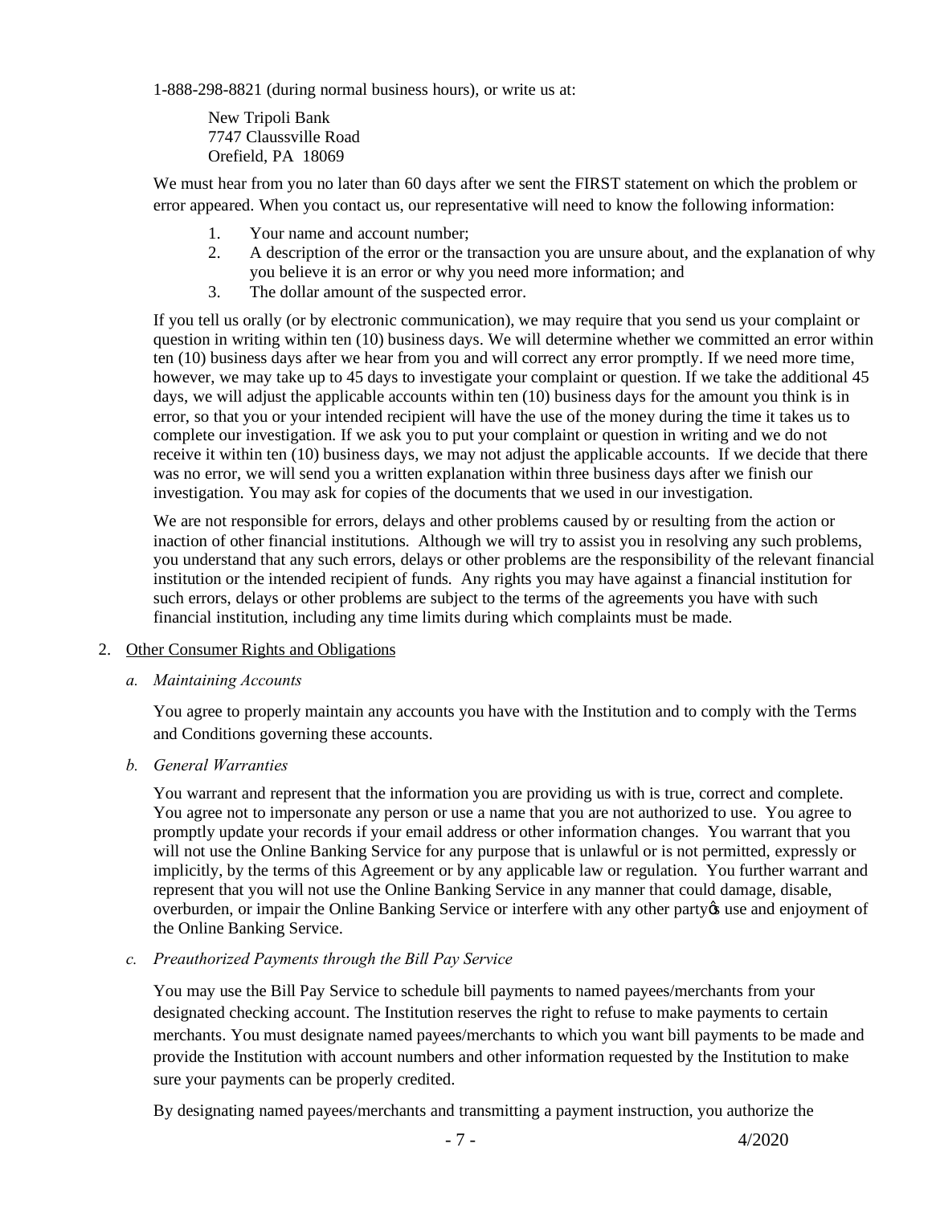1-888-298-8821 (during normal business hours), or write us at:

New Tripoli Bank
7747 Claussville Road
Orefield, PA 18069

We must hear from you no later than 60 days after we sent the FIRST statement on which the problem or error appeared. When you contact us, our representative will need to know the following information:

1. Your name and account number;
2. A description of the error or the transaction you are unsure about, and the explanation of why you believe it is an error or why you need more information; and
3. The dollar amount of the suspected error.

If you tell us orally (or by electronic communication), we may require that you send us your complaint or question in writing within ten (10) business days. We will determine whether we committed an error within ten (10) business days after we hear from you and will correct any error promptly. If we need more time, however, we may take up to 45 days to investigate your complaint or question. If we take the additional 45 days, we will adjust the applicable accounts within ten (10) business days for the amount you think is in error, so that you or your intended recipient will have the use of the money during the time it takes us to complete our investigation. If we ask you to put your complaint or question in writing and we do not receive it within ten (10) business days, we may not adjust the applicable accounts. If we decide that there was no error, we will send you a written explanation within three business days after we finish our investigation. You may ask for copies of the documents that we used in our investigation.

We are not responsible for errors, delays and other problems caused by or resulting from the action or inaction of other financial institutions. Although we will try to assist you in resolving any such problems, you understand that any such errors, delays or other problems are the responsibility of the relevant financial institution or the intended recipient of funds. Any rights you may have against a financial institution for such errors, delays or other problems are subject to the terms of the agreements you have with such financial institution, including any time limits during which complaints must be made.

2. Other Consumer Rights and Obligations

*a. Maintaining Accounts*

You agree to properly maintain any accounts you have with the Institution and to comply with the Terms and Conditions governing these accounts.

*b. General Warranties*

You warrant and represent that the information you are providing us with is true, correct and complete. You agree not to impersonate any person or use a name that you are not authorized to use. You agree to promptly update your records if your email address or other information changes. You warrant that you will not use the Online Banking Service for any purpose that is unlawful or is not permitted, expressly or implicitly, by the terms of this Agreement or by any applicable law or regulation. You further warrant and represent that you will not use the Online Banking Service in any manner that could damage, disable, overburden, or impair the Online Banking Service or interfere with any other party's use and enjoyment of the Online Banking Service.

*c. Preauthorized Payments through the Bill Pay Service*

You may use the Bill Pay Service to schedule bill payments to named payees/merchants from your designated checking account. The Institution reserves the right to refuse to make payments to certain merchants. You must designate named payees/merchants to which you want bill payments to be made and provide the Institution with account numbers and other information requested by the Institution to make sure your payments can be properly credited.

By designating named payees/merchants and transmitting a payment instruction, you authorize the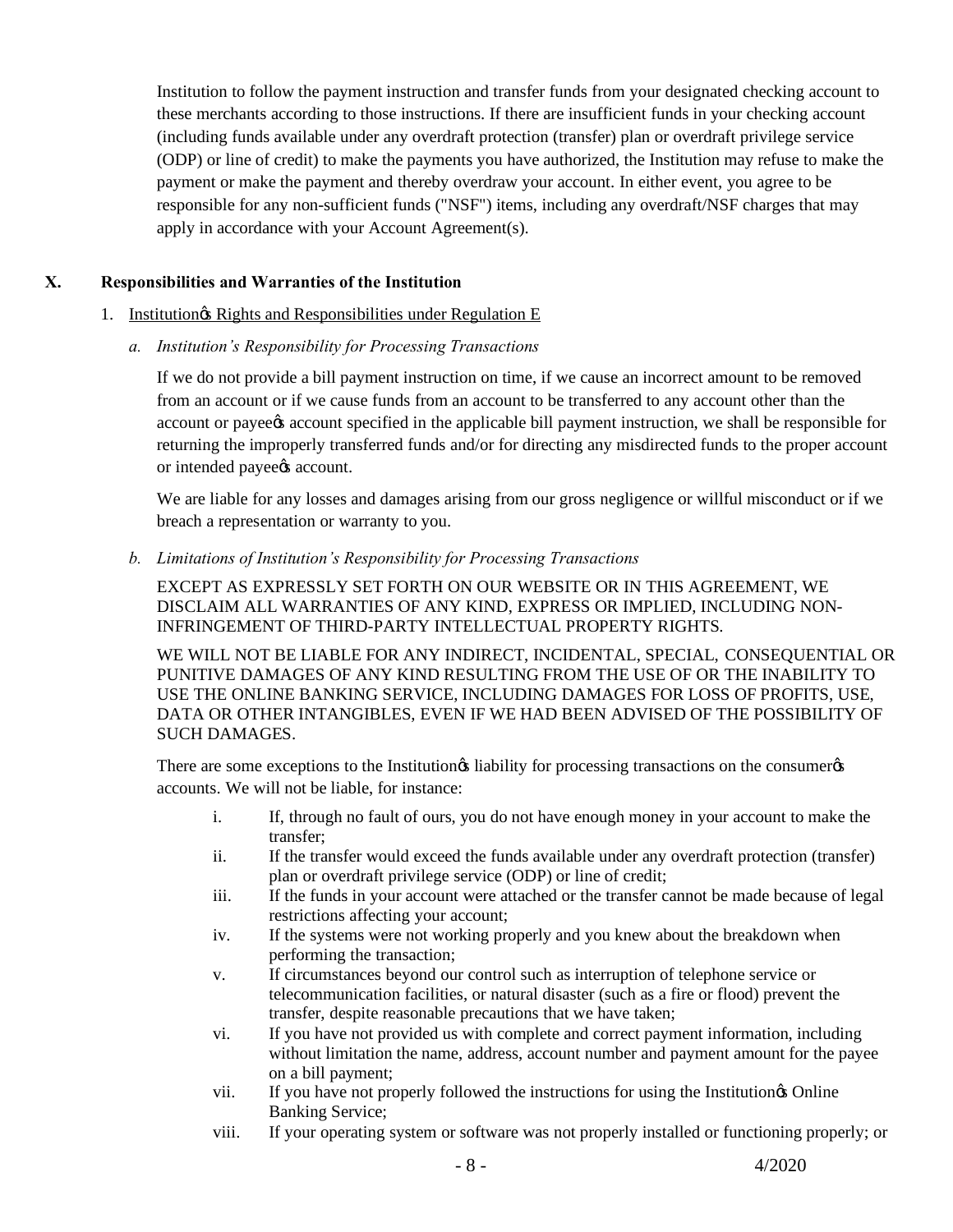Institution to follow the payment instruction and transfer funds from your designated checking account to these merchants according to those instructions. If there are insufficient funds in your checking account (including funds available under any overdraft protection (transfer) plan or overdraft privilege service (ODP) or line of credit) to make the payments you have authorized, the Institution may refuse to make the payment or make the payment and thereby overdraw your account. In either event, you agree to be responsible for any non-sufficient funds ("NSF") items, including any overdraft/NSF charges that may apply in accordance with your Account Agreement(s).

## X. Responsibilities and Warranties of the Institution

1. Institution's Rights and Responsibilities under Regulation E

*a. Institution's Responsibility for Processing Transactions*

If we do not provide a bill payment instruction on time, if we cause an incorrect amount to be removed from an account or if we cause funds from an account to be transferred to any account other than the account or payee's account specified in the applicable bill payment instruction, we shall be responsible for returning the improperly transferred funds and/or for directing any misdirected funds to the proper account or intended payee's account.

We are liable for any losses and damages arising from our gross negligence or willful misconduct or if we breach a representation or warranty to you.

*b. Limitations of Institution's Responsibility for Processing Transactions*

EXCEPT AS EXPRESSLY SET FORTH ON OUR WEBSITE OR IN THIS AGREEMENT, WE DISCLAIM ALL WARRANTIES OF ANY KIND, EXPRESS OR IMPLIED, INCLUDING NON-INFRINGEMENT OF THIRD-PARTY INTELLECTUAL PROPERTY RIGHTS.

WE WILL NOT BE LIABLE FOR ANY INDIRECT, INCIDENTAL, SPECIAL, CONSEQUENTIAL OR PUNITIVE DAMAGES OF ANY KIND RESULTING FROM THE USE OF OR THE INABILITY TO USE THE ONLINE BANKING SERVICE, INCLUDING DAMAGES FOR LOSS OF PROFITS, USE, DATA OR OTHER INTANGIBLES, EVEN IF WE HAD BEEN ADVISED OF THE POSSIBILITY OF SUCH DAMAGES.

There are some exceptions to the Institution's liability for processing transactions on the consumer's accounts. We will not be liable, for instance:

- i. If, through no fault of ours, you do not have enough money in your account to make the transfer;
- ii. If the transfer would exceed the funds available under any overdraft protection (transfer) plan or overdraft privilege service (ODP) or line of credit;
- iii. If the funds in your account were attached or the transfer cannot be made because of legal restrictions affecting your account;
- iv. If the systems were not working properly and you knew about the breakdown when performing the transaction;
- v. If circumstances beyond our control such as interruption of telephone service or telecommunication facilities, or natural disaster (such as a fire or flood) prevent the transfer, despite reasonable precautions that we have taken;
- vi. If you have not provided us with complete and correct payment information, including without limitation the name, address, account number and payment amount for the payee on a bill payment;
- vii. If you have not properly followed the instructions for using the Institution's Online Banking Service;
- viii. If your operating system or software was not properly installed or functioning properly; or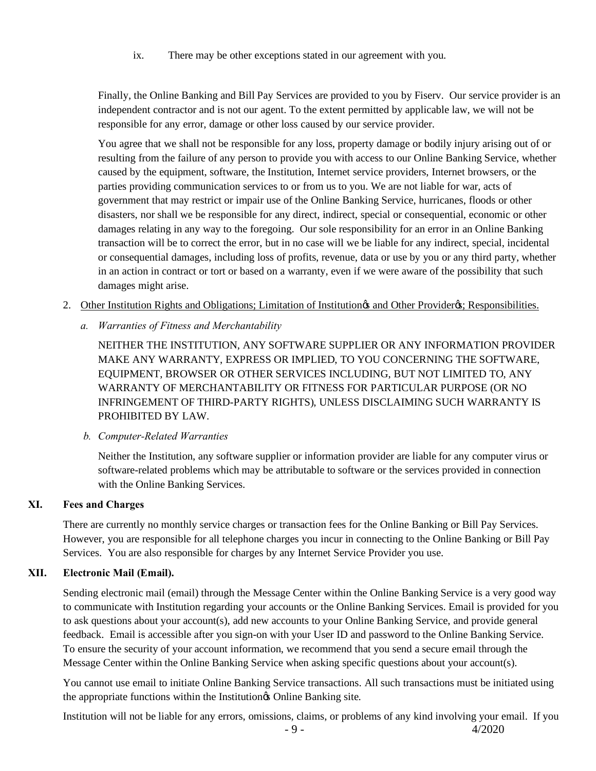ix. There may be other exceptions stated in our agreement with you.

Finally, the Online Banking and Bill Pay Services are provided to you by Fiserv. Our service provider is an independent contractor and is not our agent. To the extent permitted by applicable law, we will not be responsible for any error, damage or other loss caused by our service provider.

You agree that we shall not be responsible for any loss, property damage or bodily injury arising out of or resulting from the failure of any person to provide you with access to our Online Banking Service, whether caused by the equipment, software, the Institution, Internet service providers, Internet browsers, or the parties providing communication services to or from us to you. We are not liable for war, acts of government that may restrict or impair use of the Online Banking Service, hurricanes, floods or other disasters, nor shall we be responsible for any direct, indirect, special or consequential, economic or other damages relating in any way to the foregoing. Our sole responsibility for an error in an Online Banking transaction will be to correct the error, but in no case will we be liable for any indirect, special, incidental or consequential damages, including loss of profits, revenue, data or use by you or any third party, whether in an action in contract or tort or based on a warranty, even if we were aware of the possibility that such damages might arise.

2. Other Institution Rights and Obligations; Limitation of Institution's and Other Provider's; Responsibilities.

   a. *Warranties of Fitness and Merchantability*

   NEITHER THE INSTITUTION, ANY SOFTWARE SUPPLIER OR ANY INFORMATION PROVIDER MAKE ANY WARRANTY, EXPRESS OR IMPLIED, TO YOU CONCERNING THE SOFTWARE, EQUIPMENT, BROWSER OR OTHER SERVICES INCLUDING, BUT NOT LIMITED TO, ANY WARRANTY OF MERCHANTABILITY OR FITNESS FOR PARTICULAR PURPOSE (OR NO INFRINGEMENT OF THIRD-PARTY RIGHTS), UNLESS DISCLAIMING SUCH WARRANTY IS PROHIBITED BY LAW.

   b. *Computer-Related Warranties*

   Neither the Institution, any software supplier or information provider are liable for any computer virus or software-related problems which may be attributable to software or the services provided in connection with the Online Banking Services.

## XI. Fees and Charges

There are currently no monthly service charges or transaction fees for the Online Banking or Bill Pay Services. However, you are responsible for all telephone charges you incur in connecting to the Online Banking or Bill Pay Services. You are also responsible for charges by any Internet Service Provider you use.

## XII. Electronic Mail (Email).

Sending electronic mail (email) through the Message Center within the Online Banking Service is a very good way to communicate with Institution regarding your accounts or the Online Banking Services. Email is provided for you to ask questions about your account(s), add new accounts to your Online Banking Service, and provide general feedback. Email is accessible after you sign-on with your User ID and password to the Online Banking Service. To ensure the security of your account information, we recommend that you send a secure email through the Message Center within the Online Banking Service when asking specific questions about your account(s).

You cannot use email to initiate Online Banking Service transactions. All such transactions must be initiated using the appropriate functions within the Institution's Online Banking site.

Institution will not be liable for any errors, omissions, claims, or problems of any kind involving your email. If you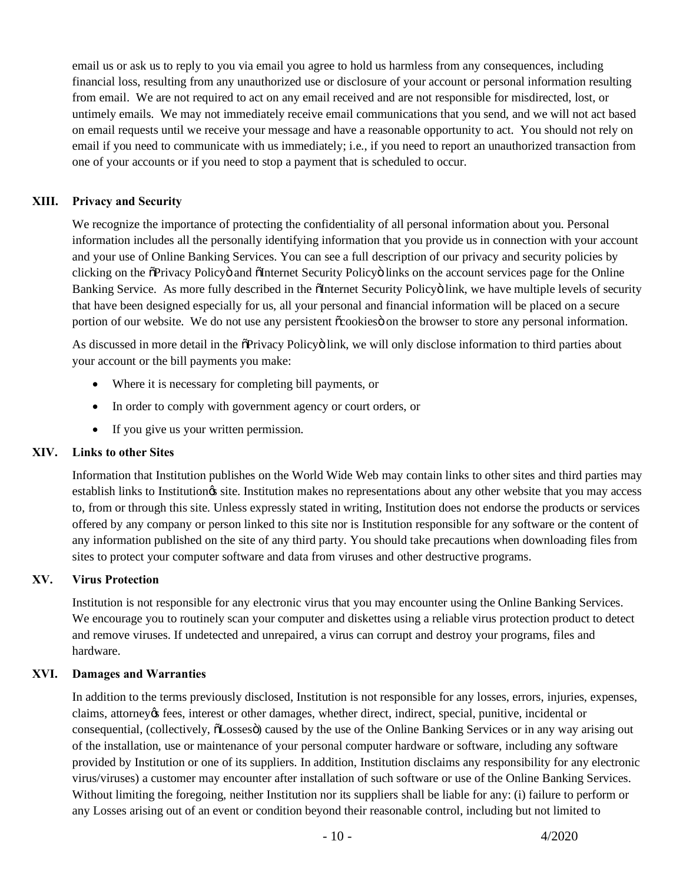email us or ask us to reply to you via email you agree to hold us harmless from any consequences, including financial loss, resulting from any unauthorized use or disclosure of your account or personal information resulting from email. We are not required to act on any email received and are not responsible for misdirected, lost, or untimely emails. We may not immediately receive email communications that you send, and we will not act based on email requests until we receive your message and have a reasonable opportunity to act. You should not rely on email if you need to communicate with us immediately; i.e., if you need to report an unauthorized transaction from one of your accounts or if you need to stop a payment that is scheduled to occur.

## XIII. Privacy and Security

We recognize the importance of protecting the confidentiality of all personal information about you. Personal information includes all the personally identifying information that you provide us in connection with your account and your use of Online Banking Services. You can see a full description of our privacy and security policies by clicking on the "Privacy Policy" and "Internet Security Policy" links on the account services page for the Online Banking Service. As more fully described in the "Internet Security Policy" link, we have multiple levels of security that have been designed especially for us, all your personal and financial information will be placed on a secure portion of our website. We do not use any persistent "cookies" on the browser to store any personal information.

As discussed in more detail in the "Privacy Policy" link, we will only disclose information to third parties about your account or the bill payments you make:

- Where it is necessary for completing bill payments, or
- In order to comply with government agency or court orders, or
- If you give us your written permission.

## XIV. Links to other Sites

Information that Institution publishes on the World Wide Web may contain links to other sites and third parties may establish links to Institution's site. Institution makes no representations about any other website that you may access to, from or through this site. Unless expressly stated in writing, Institution does not endorse the products or services offered by any company or person linked to this site nor is Institution responsible for any software or the content of any information published on the site of any third party. You should take precautions when downloading files from sites to protect your computer software and data from viruses and other destructive programs.

## XV. Virus Protection

Institution is not responsible for any electronic virus that you may encounter using the Online Banking Services. We encourage you to routinely scan your computer and diskettes using a reliable virus protection product to detect and remove viruses. If undetected and unrepaired, a virus can corrupt and destroy your programs, files and hardware.

## XVI. Damages and Warranties

In addition to the terms previously disclosed, Institution is not responsible for any losses, errors, injuries, expenses, claims, attorney's fees, interest or other damages, whether direct, indirect, special, punitive, incidental or consequential, (collectively, "Losses") caused by the use of the Online Banking Services or in any way arising out of the installation, use or maintenance of your personal computer hardware or software, including any software provided by Institution or one of its suppliers. In addition, Institution disclaims any responsibility for any electronic virus/viruses) a customer may encounter after installation of such software or use of the Online Banking Services. Without limiting the foregoing, neither Institution nor its suppliers shall be liable for any: (i) failure to perform or any Losses arising out of an event or condition beyond their reasonable control, including but not limited to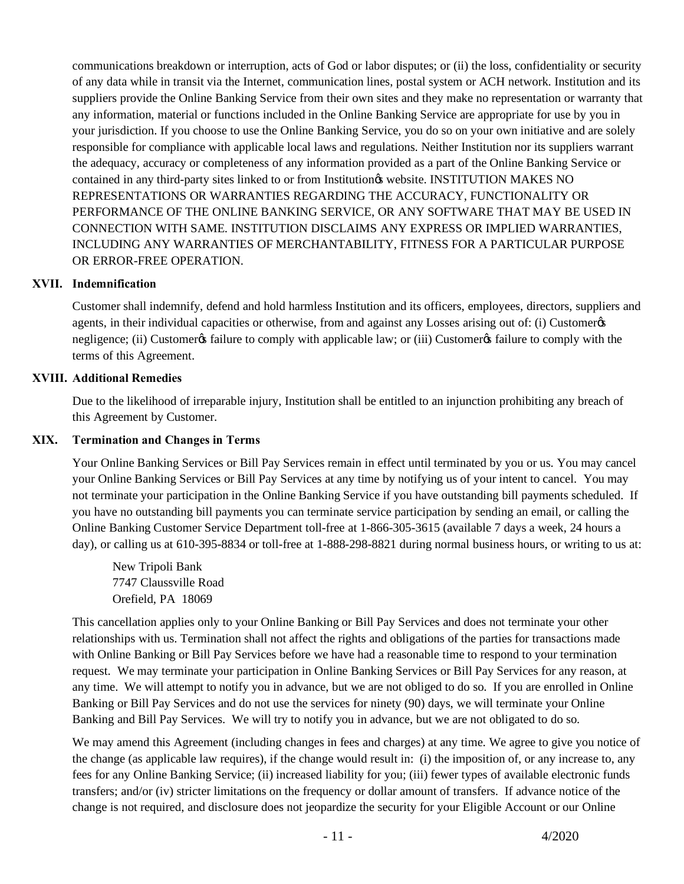communications breakdown or interruption, acts of God or labor disputes; or (ii) the loss, confidentiality or security of any data while in transit via the Internet, communication lines, postal system or ACH network. Institution and its suppliers provide the Online Banking Service from their own sites and they make no representation or warranty that any information, material or functions included in the Online Banking Service are appropriate for use by you in your jurisdiction. If you choose to use the Online Banking Service, you do so on your own initiative and are solely responsible for compliance with applicable local laws and regulations. Neither Institution nor its suppliers warrant the adequacy, accuracy or completeness of any information provided as a part of the Online Banking Service or contained in any third-party sites linked to or from Institution's website. INSTITUTION MAKES NO REPRESENTATIONS OR WARRANTIES REGARDING THE ACCURACY, FUNCTIONALITY OR PERFORMANCE OF THE ONLINE BANKING SERVICE, OR ANY SOFTWARE THAT MAY BE USED IN CONNECTION WITH SAME. INSTITUTION DISCLAIMS ANY EXPRESS OR IMPLIED WARRANTIES, INCLUDING ANY WARRANTIES OF MERCHANTABILITY, FITNESS FOR A PARTICULAR PURPOSE OR ERROR-FREE OPERATION.

## XVII. Indemnification

Customer shall indemnify, defend and hold harmless Institution and its officers, employees, directors, suppliers and agents, in their individual capacities or otherwise, from and against any Losses arising out of: (i) Customer's negligence; (ii) Customer's failure to comply with applicable law; or (iii) Customer's failure to comply with the terms of this Agreement.

## XVIII. Additional Remedies

Due to the likelihood of irreparable injury, Institution shall be entitled to an injunction prohibiting any breach of this Agreement by Customer.

## XIX. Termination and Changes in Terms

Your Online Banking Services or Bill Pay Services remain in effect until terminated by you or us. You may cancel your Online Banking Services or Bill Pay Services at any time by notifying us of your intent to cancel. You may not terminate your participation in the Online Banking Service if you have outstanding bill payments scheduled. If you have no outstanding bill payments you can terminate service participation by sending an email, or calling the Online Banking Customer Service Department toll-free at 1-866-305-3615 (available 7 days a week, 24 hours a day), or calling us at 610-395-8834 or toll-free at 1-888-298-8821 during normal business hours, or writing to us at:

New Tripoli Bank
7747 Claussville Road
Orefield, PA 18069

This cancellation applies only to your Online Banking or Bill Pay Services and does not terminate your other relationships with us. Termination shall not affect the rights and obligations of the parties for transactions made with Online Banking or Bill Pay Services before we have had a reasonable time to respond to your termination request. We may terminate your participation in Online Banking Services or Bill Pay Services for any reason, at any time. We will attempt to notify you in advance, but we are not obliged to do so. If you are enrolled in Online Banking or Bill Pay Services and do not use the services for ninety (90) days, we will terminate your Online Banking and Bill Pay Services. We will try to notify you in advance, but we are not obligated to do so.

We may amend this Agreement (including changes in fees and charges) at any time. We agree to give you notice of the change (as applicable law requires), if the change would result in: (i) the imposition of, or any increase to, any fees for any Online Banking Service; (ii) increased liability for you; (iii) fewer types of available electronic funds transfers; and/or (iv) stricter limitations on the frequency or dollar amount of transfers. If advance notice of the change is not required, and disclosure does not jeopardize the security for your Eligible Account or our Online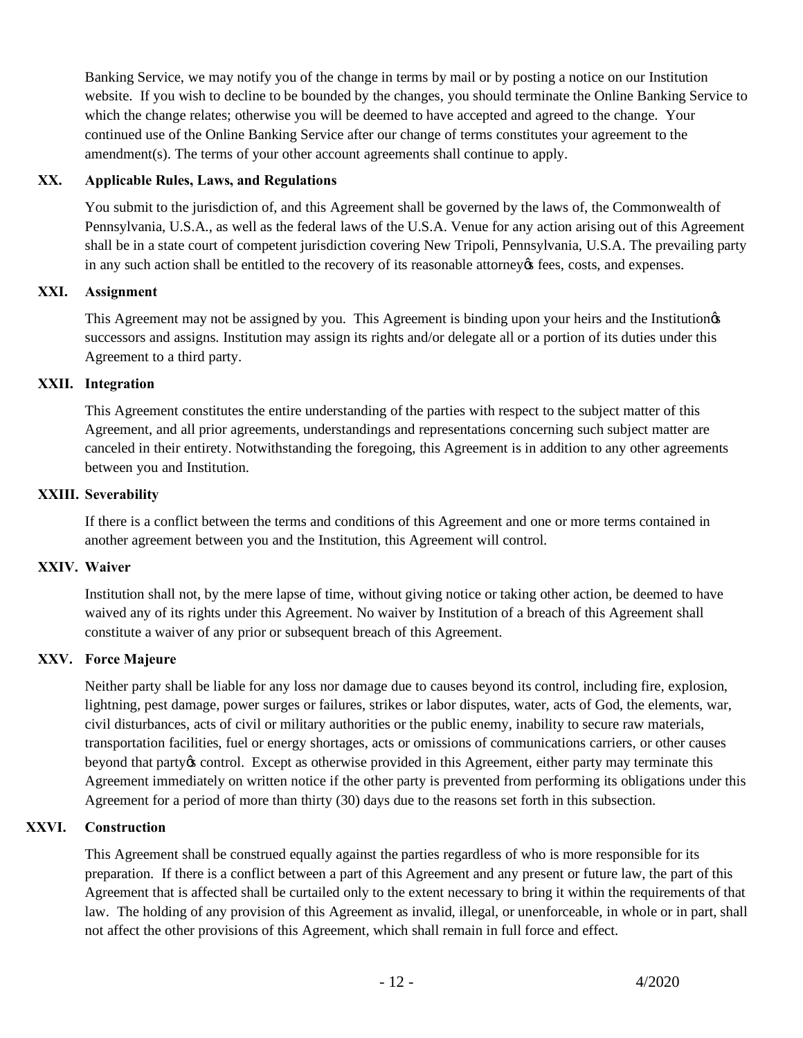Banking Service, we may notify you of the change in terms by mail or by posting a notice on our Institution website. If you wish to decline to be bounded by the changes, you should terminate the Online Banking Service to which the change relates; otherwise you will be deemed to have accepted and agreed to the change. Your continued use of the Online Banking Service after our change of terms constitutes your agreement to the amendment(s). The terms of your other account agreements shall continue to apply.

## XX. Applicable Rules, Laws, and Regulations

You submit to the jurisdiction of, and this Agreement shall be governed by the laws of, the Commonwealth of Pennsylvania, U.S.A., as well as the federal laws of the U.S.A. Venue for any action arising out of this Agreement shall be in a state court of competent jurisdiction covering New Tripoli, Pennsylvania, U.S.A. The prevailing party in any such action shall be entitled to the recovery of its reasonable attorney's fees, costs, and expenses.

## XXI. Assignment

This Agreement may not be assigned by you. This Agreement is binding upon your heirs and the Institution's successors and assigns. Institution may assign its rights and/or delegate all or a portion of its duties under this Agreement to a third party.

## XXII. Integration

This Agreement constitutes the entire understanding of the parties with respect to the subject matter of this Agreement, and all prior agreements, understandings and representations concerning such subject matter are canceled in their entirety. Notwithstanding the foregoing, this Agreement is in addition to any other agreements between you and Institution.

## XXIII. Severability

If there is a conflict between the terms and conditions of this Agreement and one or more terms contained in another agreement between you and the Institution, this Agreement will control.

## XXIV. Waiver

Institution shall not, by the mere lapse of time, without giving notice or taking other action, be deemed to have waived any of its rights under this Agreement. No waiver by Institution of a breach of this Agreement shall constitute a waiver of any prior or subsequent breach of this Agreement.

## XXV. Force Majeure

Neither party shall be liable for any loss nor damage due to causes beyond its control, including fire, explosion, lightning, pest damage, power surges or failures, strikes or labor disputes, water, acts of God, the elements, war, civil disturbances, acts of civil or military authorities or the public enemy, inability to secure raw materials, transportation facilities, fuel or energy shortages, acts or omissions of communications carriers, or other causes beyond that party's control. Except as otherwise provided in this Agreement, either party may terminate this Agreement immediately on written notice if the other party is prevented from performing its obligations under this Agreement for a period of more than thirty (30) days due to the reasons set forth in this subsection.

## XXVI. Construction

This Agreement shall be construed equally against the parties regardless of who is more responsible for its preparation. If there is a conflict between a part of this Agreement and any present or future law, the part of this Agreement that is affected shall be curtailed only to the extent necessary to bring it within the requirements of that law. The holding of any provision of this Agreement as invalid, illegal, or unenforceable, in whole or in part, shall not affect the other provisions of this Agreement, which shall remain in full force and effect.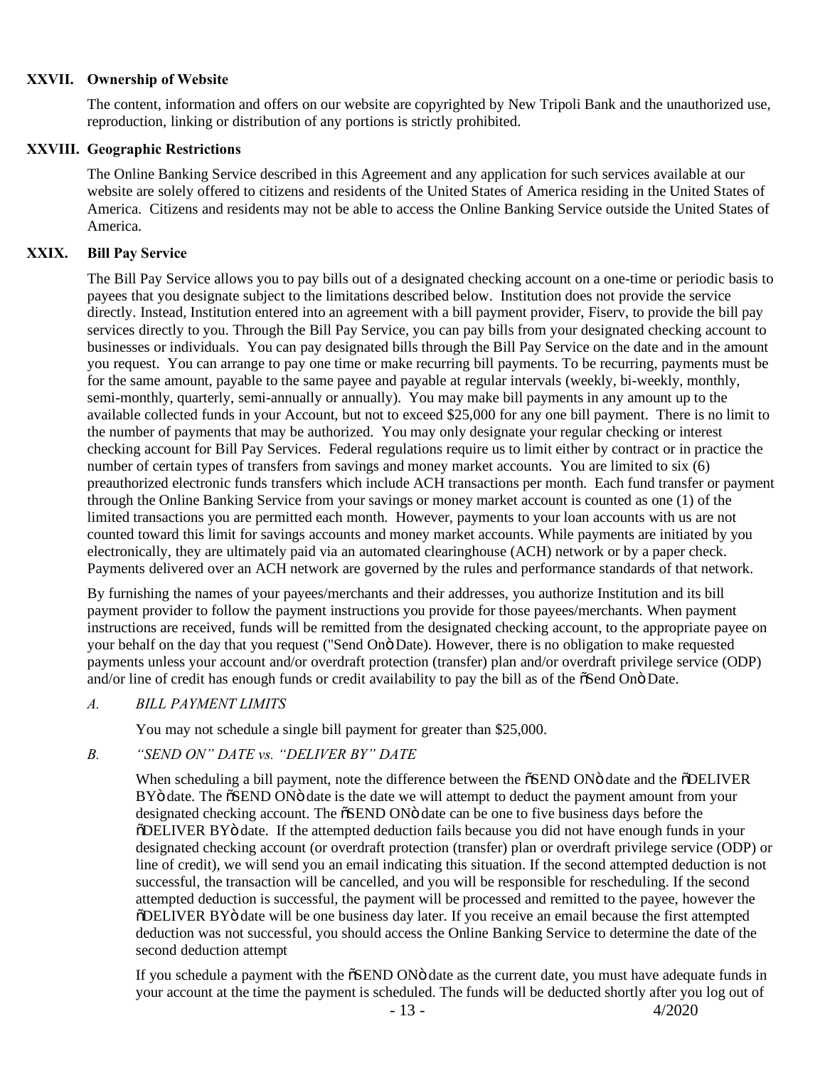## XXVII. Ownership of Website

The content, information and offers on our website are copyrighted by New Tripoli Bank and the unauthorized use, reproduction, linking or distribution of any portions is strictly prohibited.

## XXVIII. Geographic Restrictions

The Online Banking Service described in this Agreement and any application for such services available at our website are solely offered to citizens and residents of the United States of America residing in the United States of America. Citizens and residents may not be able to access the Online Banking Service outside the United States of America.

## XXIX. Bill Pay Service

The Bill Pay Service allows you to pay bills out of a designated checking account on a one-time or periodic basis to payees that you designate subject to the limitations described below. Institution does not provide the service directly. Instead, Institution entered into an agreement with a bill payment provider, Fiserv, to provide the bill pay services directly to you. Through the Bill Pay Service, you can pay bills from your designated checking account to businesses or individuals. You can pay designated bills through the Bill Pay Service on the date and in the amount you request. You can arrange to pay one time or make recurring bill payments. To be recurring, payments must be for the same amount, payable to the same payee and payable at regular intervals (weekly, bi-weekly, monthly, semi-monthly, quarterly, semi-annually or annually). You may make bill payments in any amount up to the available collected funds in your Account, but not to exceed $25,000 for any one bill payment. There is no limit to the number of payments that may be authorized. You may only designate your regular checking or interest checking account for Bill Pay Services. Federal regulations require us to limit either by contract or in practice the number of certain types of transfers from savings and money market accounts. You are limited to six (6) preauthorized electronic funds transfers which include ACH transactions per month. Each fund transfer or payment through the Online Banking Service from your savings or money market account is counted as one (1) of the limited transactions you are permitted each month. However, payments to your loan accounts with us are not counted toward this limit for savings accounts and money market accounts. While payments are initiated by you electronically, they are ultimately paid via an automated clearinghouse (ACH) network or by a paper check. Payments delivered over an ACH network are governed by the rules and performance standards of that network.

By furnishing the names of your payees/merchants and their addresses, you authorize Institution and its bill payment provider to follow the payment instructions you provide for those payees/merchants. When payment instructions are received, funds will be remitted from the designated checking account, to the appropriate payee on your behalf on the day that you request ("Send On" Date). However, there is no obligation to make requested payments unless your account and/or overdraft protection (transfer) plan and/or overdraft privilege service (ODP) and/or line of credit has enough funds or credit availability to pay the bill as of the "Send On" Date.

### *A. BILL PAYMENT LIMITS*

You may not schedule a single bill payment for greater than $25,000.

### *B. "SEND ON" DATE vs. "DELIVER BY" DATE*

When scheduling a bill payment, note the difference between the "SEND ON" date and the "DELIVER BY" date. The "SEND ON" date is the date we will attempt to deduct the payment amount from your designated checking account. The "SEND ON" date can be one to five business days before the "DELIVER BY" date. If the attempted deduction fails because you did not have enough funds in your designated checking account (or overdraft protection (transfer) plan or overdraft privilege service (ODP) or line of credit), we will send you an email indicating this situation. If the second attempted deduction is not successful, the transaction will be cancelled, and you will be responsible for rescheduling. If the second attempted deduction is successful, the payment will be processed and remitted to the payee, however the "DELIVER BY" date will be one business day later. If you receive an email because the first attempted deduction was not successful, you should access the Online Banking Service to determine the date of the second deduction attempt

If you schedule a payment with the "SEND ON" date as the current date, you must have adequate funds in your account at the time the payment is scheduled. The funds will be deducted shortly after you log out of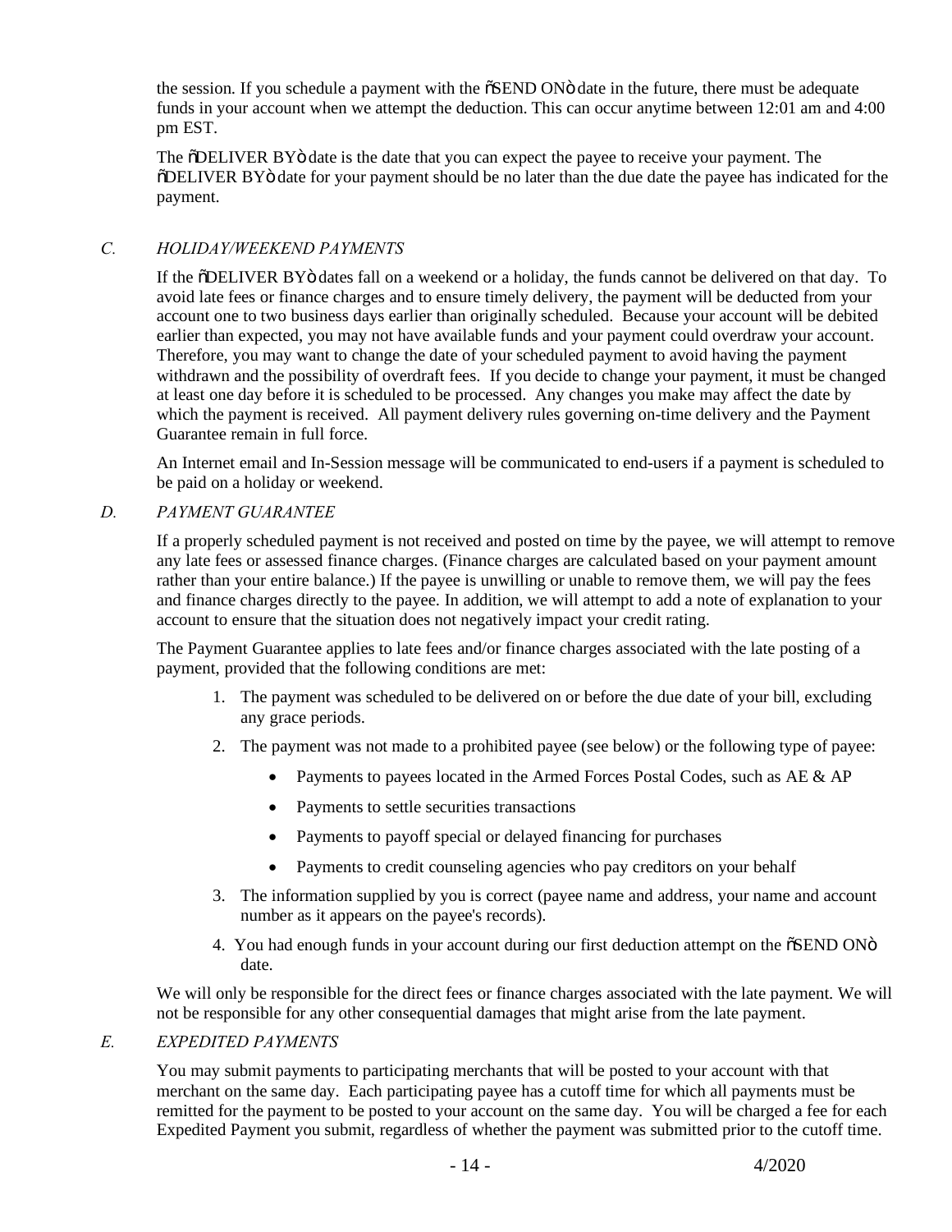the session. If you schedule a payment with the õSEND ONö date in the future, there must be adequate funds in your account when we attempt the deduction. This can occur anytime between 12:01 am and 4:00 pm EST.

The õDELIVER BYö date is the date that you can expect the payee to receive your payment. The õDELIVER BYö date for your payment should be no later than the due date the payee has indicated for the payment.

### *C. HOLIDAY/WEEKEND PAYMENTS*

If the õDELIVER BYö dates fall on a weekend or a holiday, the funds cannot be delivered on that day. To avoid late fees or finance charges and to ensure timely delivery, the payment will be deducted from your account one to two business days earlier than originally scheduled. Because your account will be debited earlier than expected, you may not have available funds and your payment could overdraw your account. Therefore, you may want to change the date of your scheduled payment to avoid having the payment withdrawn and the possibility of overdraft fees. If you decide to change your payment, it must be changed at least one day before it is scheduled to be processed. Any changes you make may affect the date by which the payment is received. All payment delivery rules governing on-time delivery and the Payment Guarantee remain in full force.

An Internet email and In-Session message will be communicated to end-users if a payment is scheduled to be paid on a holiday or weekend.

### *D. PAYMENT GUARANTEE*

If a properly scheduled payment is not received and posted on time by the payee, we will attempt to remove any late fees or assessed finance charges. (Finance charges are calculated based on your payment amount rather than your entire balance.) If the payee is unwilling or unable to remove them, we will pay the fees and finance charges directly to the payee. In addition, we will attempt to add a note of explanation to your account to ensure that the situation does not negatively impact your credit rating.

The Payment Guarantee applies to late fees and/or finance charges associated with the late posting of a payment, provided that the following conditions are met:

1. The payment was scheduled to be delivered on or before the due date of your bill, excluding any grace periods.
2. The payment was not made to a prohibited payee (see below) or the following type of payee:
   - Payments to payees located in the Armed Forces Postal Codes, such as AE & AP
   - Payments to settle securities transactions
   - Payments to payoff special or delayed financing for purchases
   - Payments to credit counseling agencies who pay creditors on your behalf
3. The information supplied by you is correct (payee name and address, your name and account number as it appears on the payee's records).
4. You had enough funds in your account during our first deduction attempt on the õSEND ONö date.

We will only be responsible for the direct fees or finance charges associated with the late payment. We will not be responsible for any other consequential damages that might arise from the late payment.

### *E. EXPEDITED PAYMENTS*

You may submit payments to participating merchants that will be posted to your account with that merchant on the same day. Each participating payee has a cutoff time for which all payments must be remitted for the payment to be posted to your account on the same day. You will be charged a fee for each Expedited Payment you submit, regardless of whether the payment was submitted prior to the cutoff time.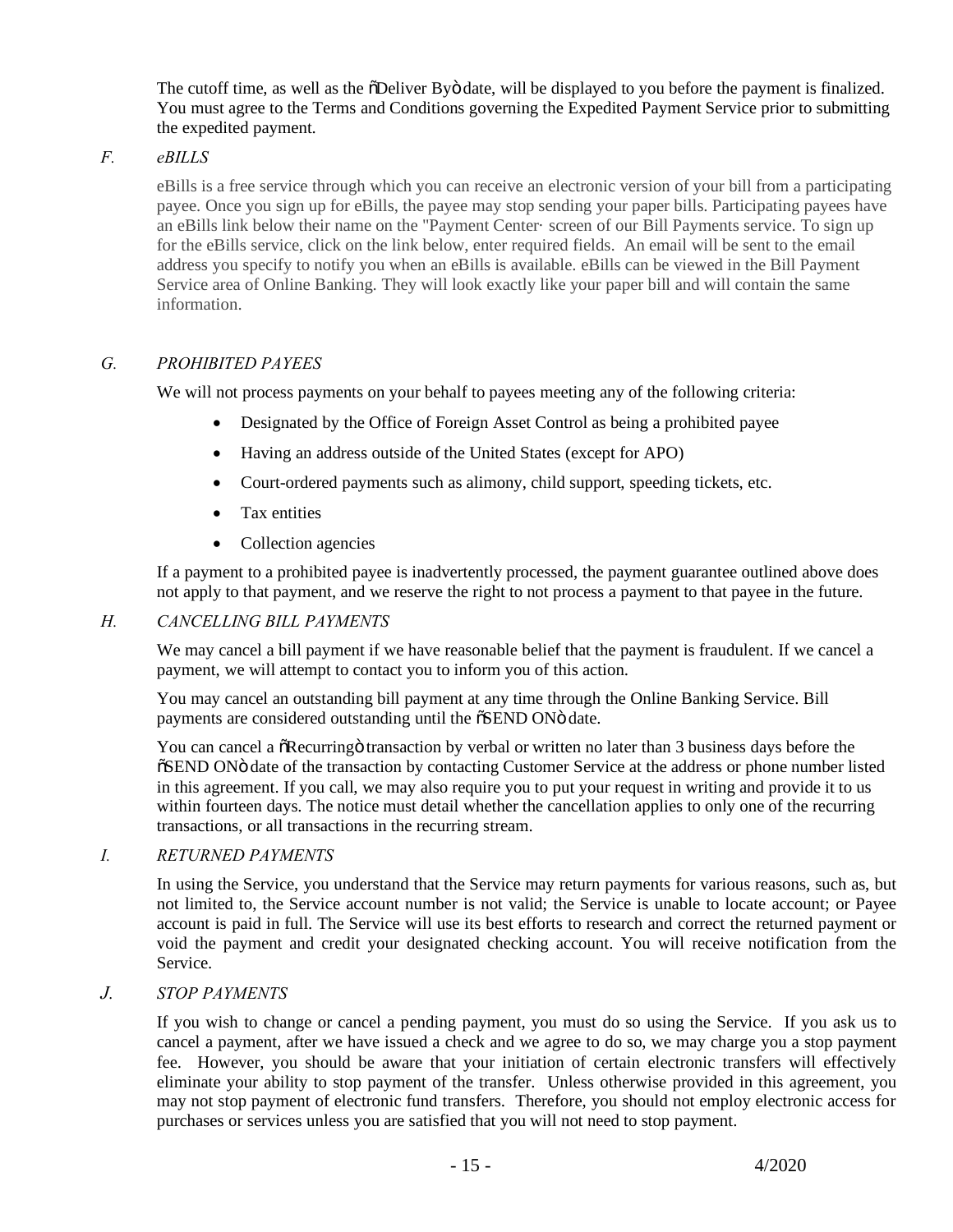The cutoff time, as well as the õDeliver Byö date, will be displayed to you before the payment is finalized. You must agree to the Terms and Conditions governing the Expedited Payment Service prior to submitting the expedited payment.

### *F. eBILLS*

eBills is a free service through which you can receive an electronic version of your bill from a participating payee. Once you sign up for eBills, the payee may stop sending your paper bills. Participating payees have an eBills link below their name on the "Payment Center· screen of our Bill Payments service. To sign up for the eBills service, click on the link below, enter required fields. An email will be sent to the email address you specify to notify you when an eBills is available. eBills can be viewed in the Bill Payment Service area of Online Banking. They will look exactly like your paper bill and will contain the same information.

### *G. PROHIBITED PAYEES*

We will not process payments on your behalf to payees meeting any of the following criteria:

- Designated by the Office of Foreign Asset Control as being a prohibited payee
- Having an address outside of the United States (except for APO)
- Court-ordered payments such as alimony, child support, speeding tickets, etc.
- Tax entities
- Collection agencies

If a payment to a prohibited payee is inadvertently processed, the payment guarantee outlined above does not apply to that payment, and we reserve the right to not process a payment to that payee in the future.

### *H. CANCELLING BILL PAYMENTS*

We may cancel a bill payment if we have reasonable belief that the payment is fraudulent. If we cancel a payment, we will attempt to contact you to inform you of this action.

You may cancel an outstanding bill payment at any time through the Online Banking Service. Bill payments are considered outstanding until the õSEND ONö date.

You can cancel a õRecurringö transaction by verbal or written no later than 3 business days before the õSEND ONö date of the transaction by contacting Customer Service at the address or phone number listed in this agreement. If you call, we may also require you to put your request in writing and provide it to us within fourteen days. The notice must detail whether the cancellation applies to only one of the recurring transactions, or all transactions in the recurring stream.

### *I. RETURNED PAYMENTS*

In using the Service, you understand that the Service may return payments for various reasons, such as, but not limited to, the Service account number is not valid; the Service is unable to locate account; or Payee account is paid in full. The Service will use its best efforts to research and correct the returned payment or void the payment and credit your designated checking account. You will receive notification from the Service.

### *J. STOP PAYMENTS*

If you wish to change or cancel a pending payment, you must do so using the Service. If you ask us to cancel a payment, after we have issued a check and we agree to do so, we may charge you a stop payment fee. However, you should be aware that your initiation of certain electronic transfers will effectively eliminate your ability to stop payment of the transfer. Unless otherwise provided in this agreement, you may not stop payment of electronic fund transfers. Therefore, you should not employ electronic access for purchases or services unless you are satisfied that you will not need to stop payment.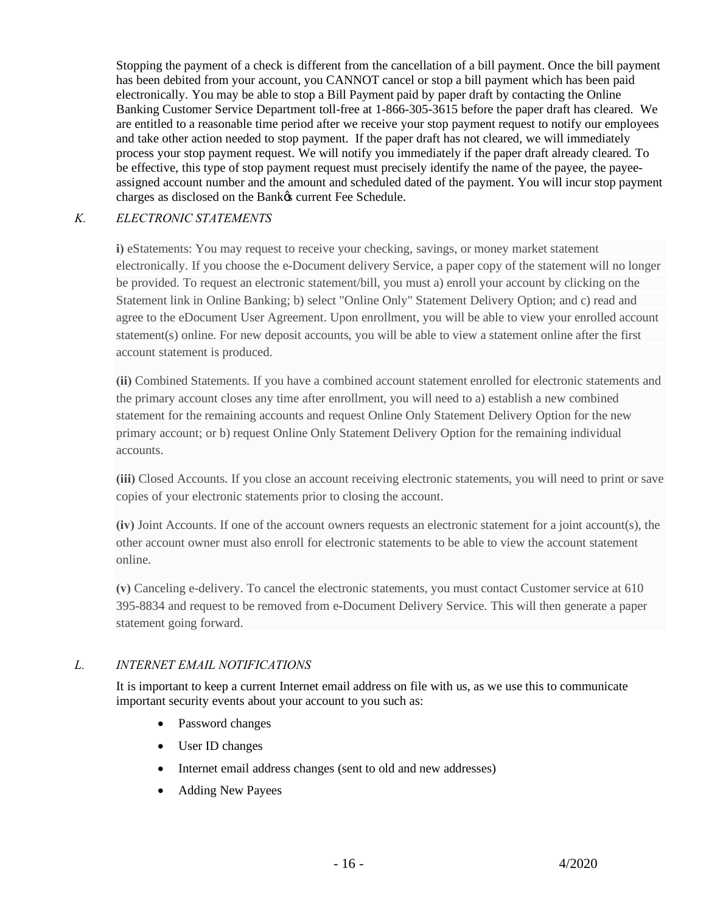Stopping the payment of a check is different from the cancellation of a bill payment. Once the bill payment has been debited from your account, you CANNOT cancel or stop a bill payment which has been paid electronically. You may be able to stop a Bill Payment paid by paper draft by contacting the Online Banking Customer Service Department toll-free at 1-866-305-3615 before the paper draft has cleared. We are entitled to a reasonable time period after we receive your stop payment request to notify our employees and take other action needed to stop payment. If the paper draft has not cleared, we will immediately process your stop payment request. We will notify you immediately if the paper draft already cleared. To be effective, this type of stop payment request must precisely identify the name of the payee, the payee-assigned account number and the amount and scheduled dated of the payment. You will incur stop payment charges as disclosed on the Bankôs current Fee Schedule.

*K. ELECTRONIC STATEMENTS*

**i)** eStatements: You may request to receive your checking, savings, or money market statement electronically. If you choose the e-Document delivery Service, a paper copy of the statement will no longer be provided. To request an electronic statement/bill, you must a) enroll your account by clicking on the Statement link in Online Banking; b) select "Online Only" Statement Delivery Option; and c) read and agree to the eDocument User Agreement. Upon enrollment, you will be able to view your enrolled account statement(s) online. For new deposit accounts, you will be able to view a statement online after the first account statement is produced.

**(ii)** Combined Statements. If you have a combined account statement enrolled for electronic statements and the primary account closes any time after enrollment, you will need to a) establish a new combined statement for the remaining accounts and request Online Only Statement Delivery Option for the new primary account; or b) request Online Only Statement Delivery Option for the remaining individual accounts.

**(iii)** Closed Accounts. If you close an account receiving electronic statements, you will need to print or save copies of your electronic statements prior to closing the account.

**(iv)** Joint Accounts. If one of the account owners requests an electronic statement for a joint account(s), the other account owner must also enroll for electronic statements to be able to view the account statement online.

**(v)** Canceling e-delivery. To cancel the electronic statements, you must contact Customer service at 610 395-8834 and request to be removed from e-Document Delivery Service. This will then generate a paper statement going forward.

*L. INTERNET EMAIL NOTIFICATIONS*

It is important to keep a current Internet email address on file with us, as we use this to communicate important security events about your account to you such as:

- Password changes
- User ID changes
- Internet email address changes (sent to old and new addresses)
- Adding New Payees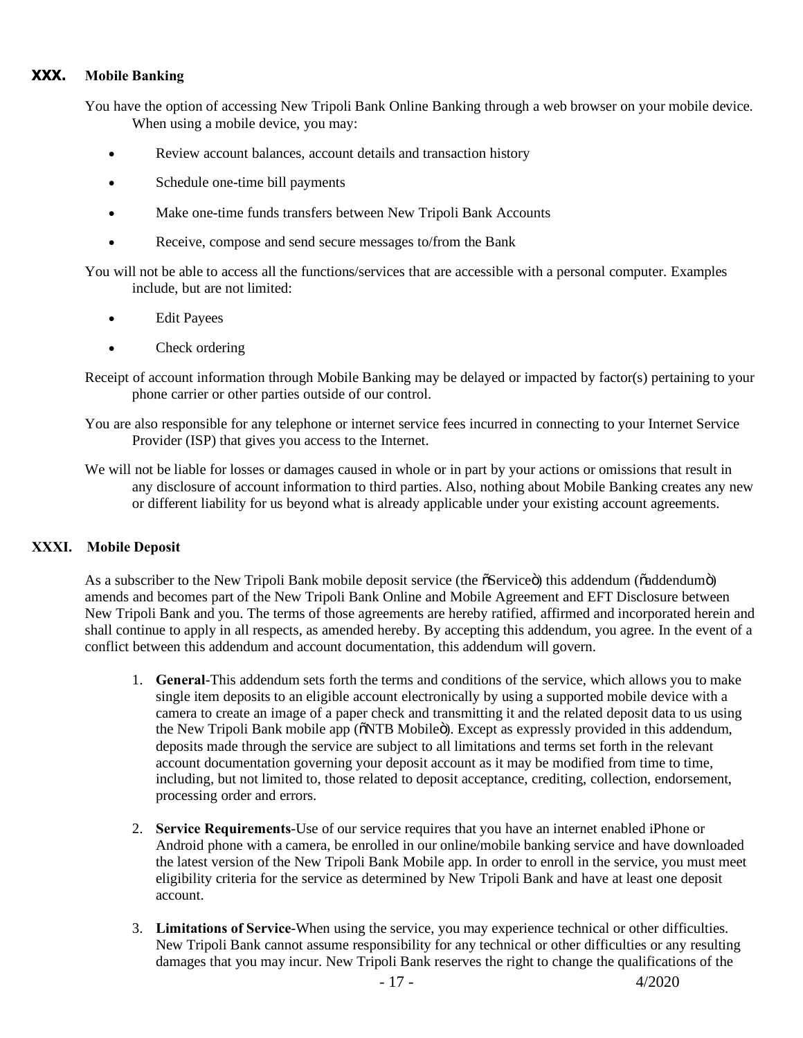## XXX. Mobile Banking

You have the option of accessing New Tripoli Bank Online Banking through a web browser on your mobile device. When using a mobile device, you may:

- Review account balances, account details and transaction history
- Schedule one-time bill payments
- Make one-time funds transfers between New Tripoli Bank Accounts
- Receive, compose and send secure messages to/from the Bank

You will not be able to access all the functions/services that are accessible with a personal computer. Examples include, but are not limited:

- Edit Payees
- Check ordering

Receipt of account information through Mobile Banking may be delayed or impacted by factor(s) pertaining to your phone carrier or other parties outside of our control.

You are also responsible for any telephone or internet service fees incurred in connecting to your Internet Service Provider (ISP) that gives you access to the Internet.

We will not be liable for losses or damages caused in whole or in part by your actions or omissions that result in any disclosure of account information to third parties. Also, nothing about Mobile Banking creates any new or different liability for us beyond what is already applicable under your existing account agreements.

## XXXI. Mobile Deposit

As a subscriber to the New Tripoli Bank mobile deposit service (the "Service") this addendum ("addendum") amends and becomes part of the New Tripoli Bank Online and Mobile Agreement and EFT Disclosure between New Tripoli Bank and you. The terms of those agreements are hereby ratified, affirmed and incorporated herein and shall continue to apply in all respects, as amended hereby. By accepting this addendum, you agree. In the event of a conflict between this addendum and account documentation, this addendum will govern.

1. **General**-This addendum sets forth the terms and conditions of the service, which allows you to make single item deposits to an eligible account electronically by using a supported mobile device with a camera to create an image of a paper check and transmitting it and the related deposit data to us using the New Tripoli Bank mobile app ("NTB Mobile"). Except as expressly provided in this addendum, deposits made through the service are subject to all limitations and terms set forth in the relevant account documentation governing your deposit account as it may be modified from time to time, including, but not limited to, those related to deposit acceptance, crediting, collection, endorsement, processing order and errors.

2. **Service Requirements**-Use of our service requires that you have an internet enabled iPhone or Android phone with a camera, be enrolled in our online/mobile banking service and have downloaded the latest version of the New Tripoli Bank Mobile app. In order to enroll in the service, you must meet eligibility criteria for the service as determined by New Tripoli Bank and have at least one deposit account.

3. **Limitations of Service**-When using the service, you may experience technical or other difficulties. New Tripoli Bank cannot assume responsibility for any technical or other difficulties or any resulting damages that you may incur. New Tripoli Bank reserves the right to change the qualifications of the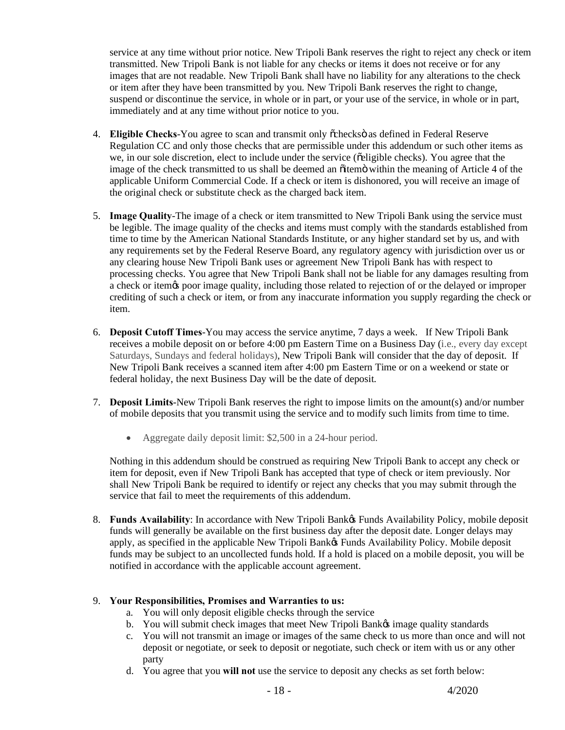service at any time without prior notice. New Tripoli Bank reserves the right to reject any check or item transmitted. New Tripoli Bank is not liable for any checks or items it does not receive or for any images that are not readable. New Tripoli Bank shall have no liability for any alterations to the check or item after they have been transmitted by you. New Tripoli Bank reserves the right to change, suspend or discontinue the service, in whole or in part, or your use of the service, in whole or in part, immediately and at any time without prior notice to you.

4. **Eligible Checks**-You agree to scan and transmit only "checks" as defined in Federal Reserve Regulation CC and only those checks that are permissible under this addendum or such other items as we, in our sole discretion, elect to include under the service ("eligible checks). You agree that the image of the check transmitted to us shall be deemed an "item" within the meaning of Article 4 of the applicable Uniform Commercial Code. If a check or item is dishonored, you will receive an image of the original check or substitute check as the charged back item.

5. **Image Quality**-The image of a check or item transmitted to New Tripoli Bank using the service must be legible. The image quality of the checks and items must comply with the standards established from time to time by the American National Standards Institute, or any higher standard set by us, and with any requirements set by the Federal Reserve Board, any regulatory agency with jurisdiction over us or any clearing house New Tripoli Bank uses or agreement New Tripoli Bank has with respect to processing checks. You agree that New Tripoli Bank shall not be liable for any damages resulting from a check or item's poor image quality, including those related to rejection of or the delayed or improper crediting of such a check or item, or from any inaccurate information you supply regarding the check or item.

6. **Deposit Cutoff Times**-You may access the service anytime, 7 days a week. If New Tripoli Bank receives a mobile deposit on or before 4:00 pm Eastern Time on a Business Day (i.e., every day except Saturdays, Sundays and federal holidays), New Tripoli Bank will consider that the day of deposit. If New Tripoli Bank receives a scanned item after 4:00 pm Eastern Time or on a weekend or state or federal holiday, the next Business Day will be the date of deposit.

7. **Deposit Limits**-New Tripoli Bank reserves the right to impose limits on the amount(s) and/or number of mobile deposits that you transmit using the service and to modify such limits from time to time.

   - Aggregate daily deposit limit: $2,500 in a 24-hour period.

   Nothing in this addendum should be construed as requiring New Tripoli Bank to accept any check or item for deposit, even if New Tripoli Bank has accepted that type of check or item previously. Nor shall New Tripoli Bank be required to identify or reject any checks that you may submit through the service that fail to meet the requirements of this addendum.

8. **Funds Availability**: In accordance with New Tripoli Bank's Funds Availability Policy, mobile deposit funds will generally be available on the first business day after the deposit date. Longer delays may apply, as specified in the applicable New Tripoli Bank's Funds Availability Policy. Mobile deposit funds may be subject to an uncollected funds hold. If a hold is placed on a mobile deposit, you will be notified in accordance with the applicable account agreement.

9. **Your Responsibilities, Promises and Warranties to us:**
   a. You will only deposit eligible checks through the service
   b. You will submit check images that meet New Tripoli Bank's image quality standards
   c. You will not transmit an image or images of the same check to us more than once and will not deposit or negotiate, or seek to deposit or negotiate, such check or item with us or any other party
   d. You agree that you **will not** use the service to deposit any checks as set forth below: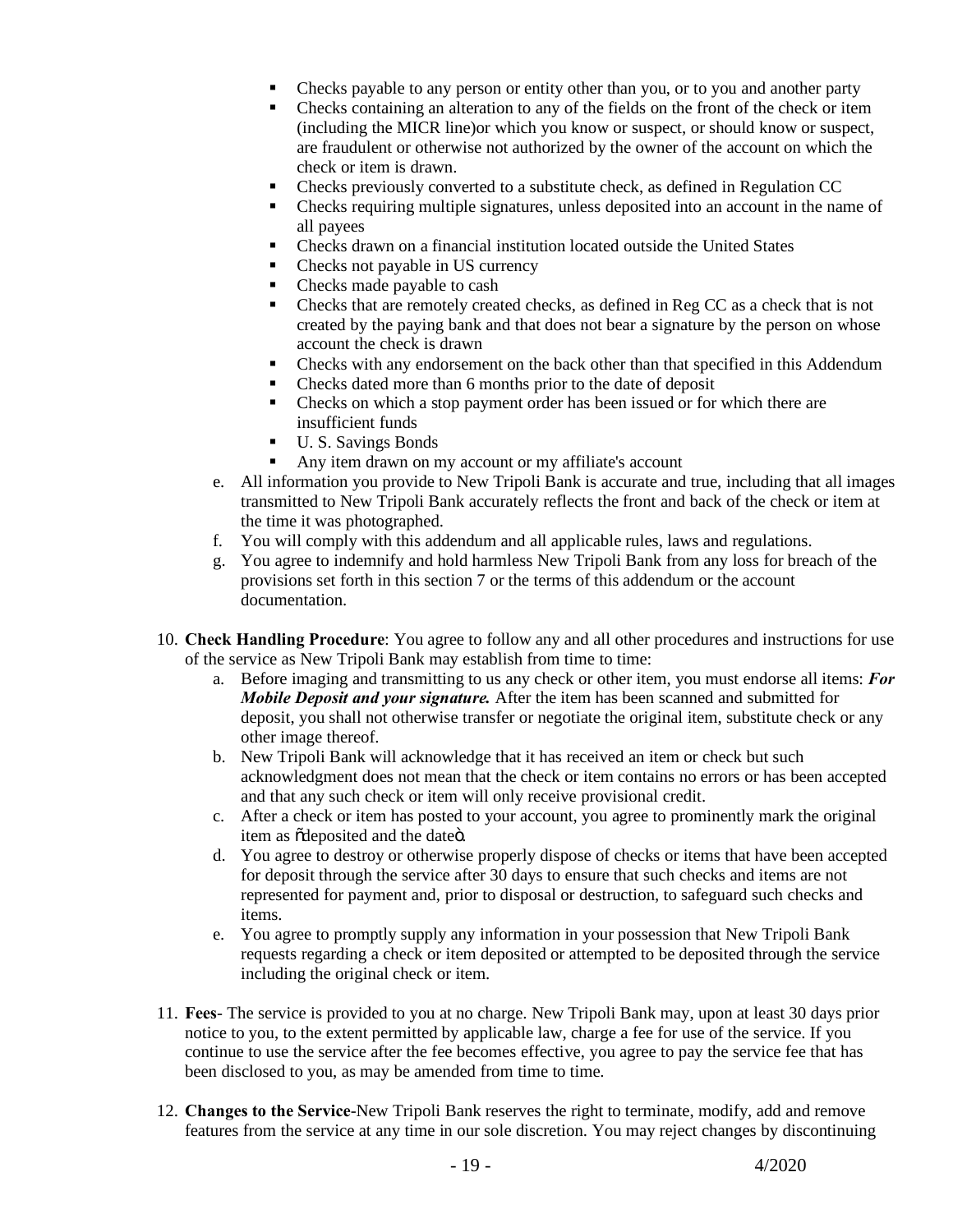- Checks payable to any person or entity other than you, or to you and another party
- Checks containing an alteration to any of the fields on the front of the check or item (including the MICR line)or which you know or suspect, or should know or suspect, are fraudulent or otherwise not authorized by the owner of the account on which the check or item is drawn.
- Checks previously converted to a substitute check, as defined in Regulation CC
- Checks requiring multiple signatures, unless deposited into an account in the name of all payees
- Checks drawn on a financial institution located outside the United States
- Checks not payable in US currency
- Checks made payable to cash
- Checks that are remotely created checks, as defined in Reg CC as a check that is not created by the paying bank and that does not bear a signature by the person on whose account the check is drawn
- Checks with any endorsement on the back other than that specified in this Addendum
- Checks dated more than 6 months prior to the date of deposit
- Checks on which a stop payment order has been issued or for which there are insufficient funds
- U. S. Savings Bonds
- Any item drawn on my account or my affiliate's account

e. All information you provide to New Tripoli Bank is accurate and true, including that all images transmitted to New Tripoli Bank accurately reflects the front and back of the check or item at the time it was photographed.

f. You will comply with this addendum and all applicable rules, laws and regulations.

g. You agree to indemnify and hold harmless New Tripoli Bank from any loss for breach of the provisions set forth in this section 7 or the terms of this addendum or the account documentation.

10. **Check Handling Procedure**: You agree to follow any and all other procedures and instructions for use of the service as New Tripoli Bank may establish from time to time:
    a. Before imaging and transmitting to us any check or other item, you must endorse all items: ***For Mobile Deposit and your signature.*** After the item has been scanned and submitted for deposit, you shall not otherwise transfer or negotiate the original item, substitute check or any other image thereof.
    b. New Tripoli Bank will acknowledge that it has received an item or check but such acknowledgment does not mean that the check or item contains no errors or has been accepted and that any such check or item will only receive provisional credit.
    c. After a check or item has posted to your account, you agree to prominently mark the original item as "deposited and the date".
    d. You agree to destroy or otherwise properly dispose of checks or items that have been accepted for deposit through the service after 30 days to ensure that such checks and items are not represented for payment and, prior to disposal or destruction, to safeguard such checks and items.
    e. You agree to promptly supply any information in your possession that New Tripoli Bank requests regarding a check or item deposited or attempted to be deposited through the service including the original check or item.

11. **Fees**- The service is provided to you at no charge. New Tripoli Bank may, upon at least 30 days prior notice to you, to the extent permitted by applicable law, charge a fee for use of the service. If you continue to use the service after the fee becomes effective, you agree to pay the service fee that has been disclosed to you, as may be amended from time to time.

12. **Changes to the Service**-New Tripoli Bank reserves the right to terminate, modify, add and remove features from the service at any time in our sole discretion. You may reject changes by discontinuing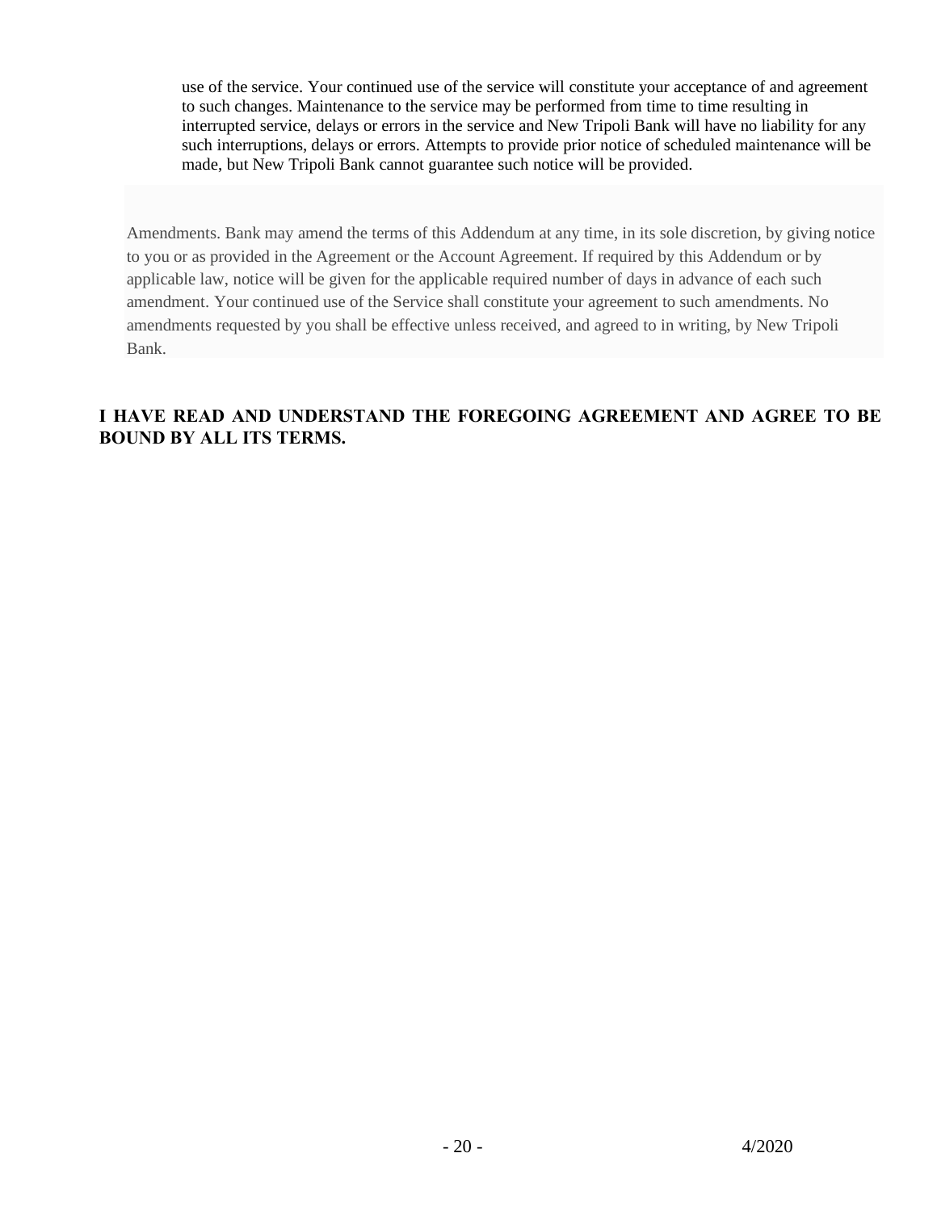use of the service. Your continued use of the service will constitute your acceptance of and agreement to such changes. Maintenance to the service may be performed from time to time resulting in interrupted service, delays or errors in the service and New Tripoli Bank will have no liability for any such interruptions, delays or errors. Attempts to provide prior notice of scheduled maintenance will be made, but New Tripoli Bank cannot guarantee such notice will be provided.

Amendments. Bank may amend the terms of this Addendum at any time, in its sole discretion, by giving notice to you or as provided in the Agreement or the Account Agreement. If required by this Addendum or by applicable law, notice will be given for the applicable required number of days in advance of each such amendment. Your continued use of the Service shall constitute your agreement to such amendments. No amendments requested by you shall be effective unless received, and agreed to in writing, by New Tripoli Bank.

**I HAVE READ AND UNDERSTAND THE FOREGOING AGREEMENT AND AGREE TO BE BOUND BY ALL ITS TERMS.**